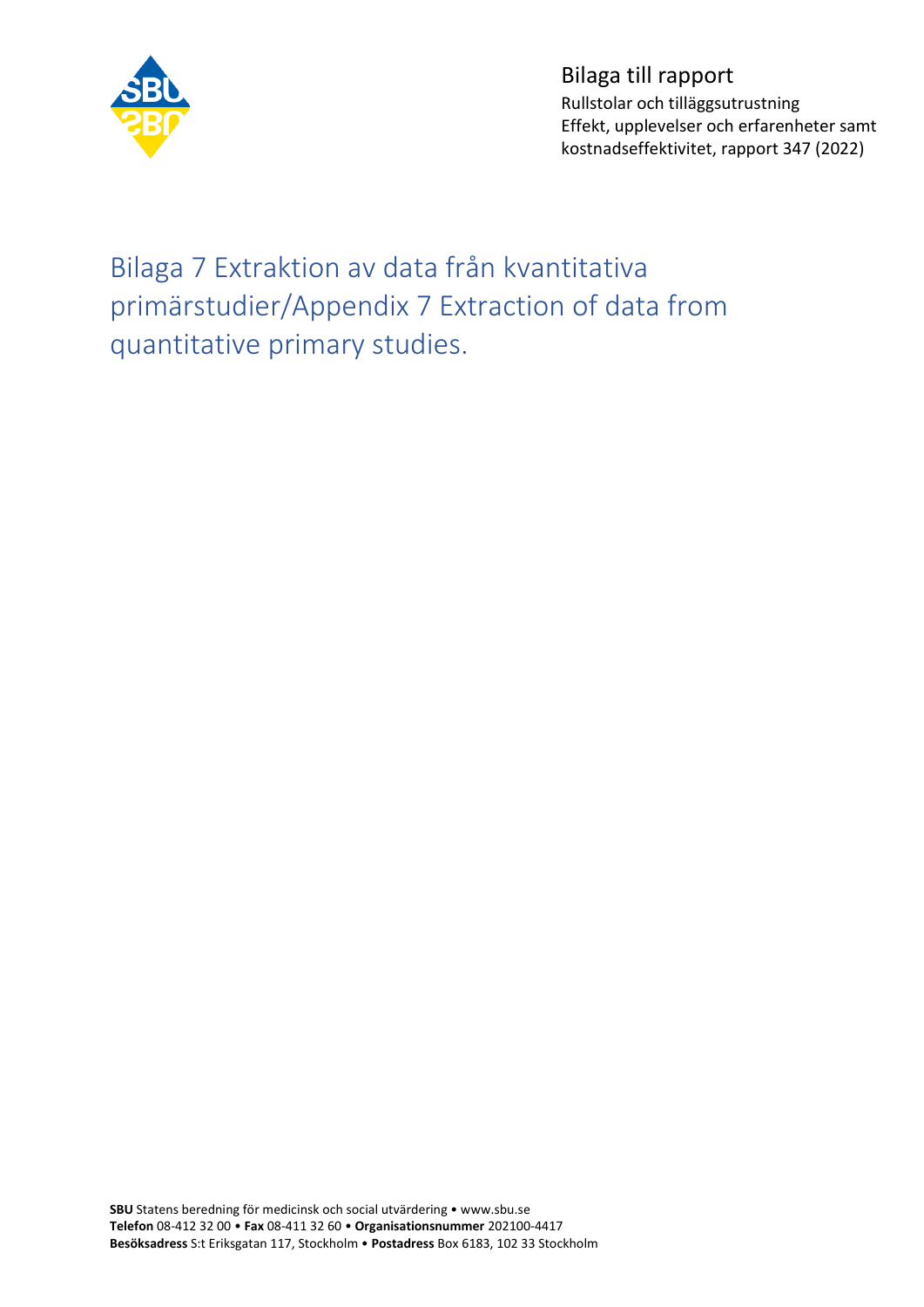Bilaga till rapport

Rullstolar och tilläggsutrustning
Effekt, upplevelser och erfarenheter samt kostnadseffektivitet, rapport 347 (2022)

# Bilaga 7 Extraktion av data från kvantitativa primärstudier/Appendix 7 Extraction of data from quantitative primary studies.

**SBU** Statens beredning för medicinsk och social utvärdering • www.sbu.se
**Telefon** 08-412 32 00 • **Fax** 08-411 32 60 • **Organisationsnummer** 202100-4417
**Besöksadress** S:t Eriksgatan 117, Stockholm • **Postadress** Box 6183, 102 33 Stockholm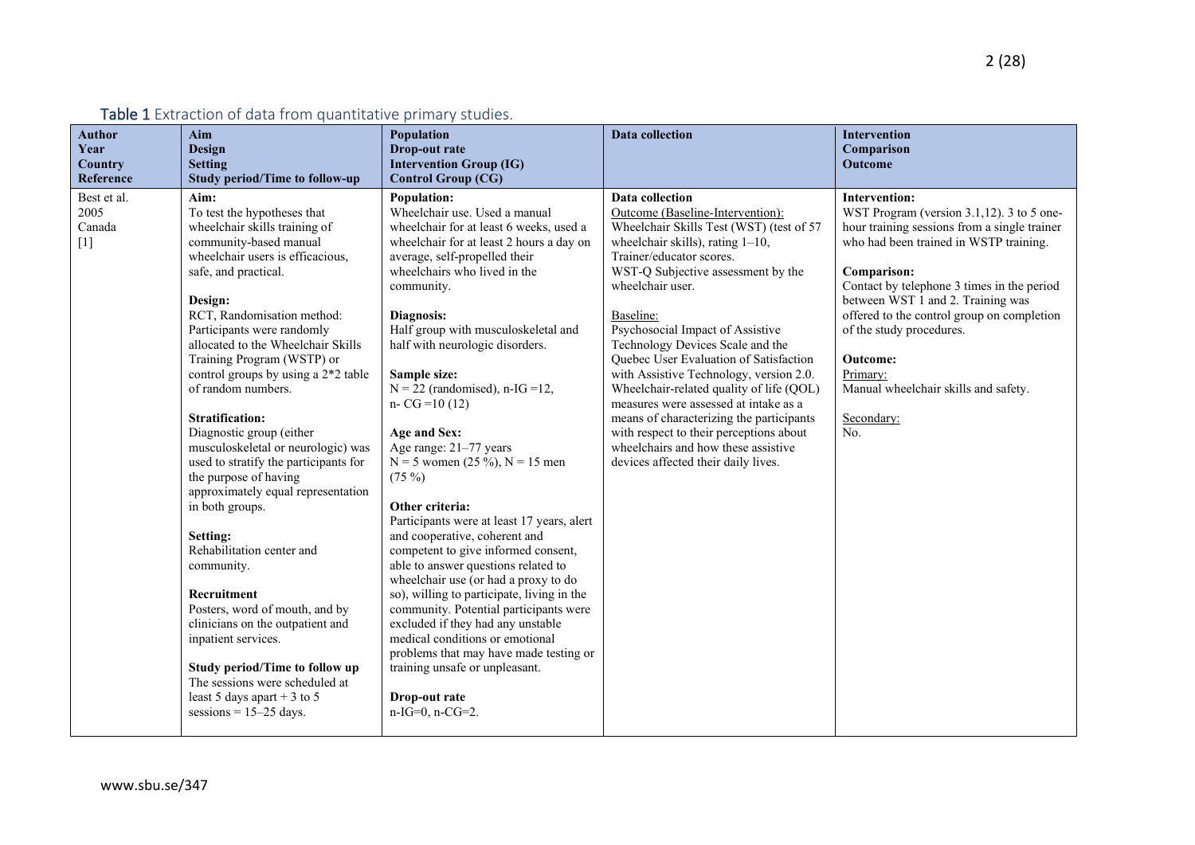**Table 1** Extraction of data from quantitative primary studies.

| Author<br>Year<br>Country<br>Reference | Aim<br>Design<br>Setting<br>Study period/Time to follow-up | Population<br>Drop-out rate<br>Intervention Group (IG)<br>Control Group (CG) | Data collection | Intervention<br>Comparison<br>Outcome |
|---|---|---|---|---|
| Best et al.<br>2005<br>Canada<br>[1] | **Aim:**<br>To test the hypotheses that wheelchair skills training of community-based manual wheelchair users is efficacious, safe, and practical.<br><br>**Design:**<br>RCT, Randomisation method: Participants were randomly allocated to the Wheelchair Skills Training Program (WSTP) or control groups by using a 2*2 table of random numbers.<br><br>**Stratification:**<br>Diagnostic group (either musculoskeletal or neurologic) was used to stratify the participants for the purpose of having approximately equal representation in both groups.<br><br>**Setting:**<br>Rehabilitation center and community.<br><br>**Recruitment**<br>Posters, word of mouth, and by clinicians on the outpatient and inpatient services.<br><br>**Study period/Time to follow up**<br>The sessions were scheduled at least 5 days apart + 3 to 5 sessions = 15–25 days. | **Population:**<br>Wheelchair use. Used a manual wheelchair for at least 6 weeks, used a wheelchair for at least 2 hours a day on average, self-propelled their wheelchairs who lived in the community.<br><br>**Diagnosis:**<br>Half group with musculoskeletal and half with neurologic disorders.<br><br>**Sample size:**<br>N = 22 (randomised), n-IG =12, n- CG =10 (12)<br><br>**Age and Sex:**<br>Age range: 21–77 years<br>N = 5 women (25 %), N = 15 men (75 %)<br><br>**Other criteria:**<br>Participants were at least 17 years, alert and cooperative, coherent and competent to give informed consent, able to answer questions related to wheelchair use (or had a proxy to do so), willing to participate, living in the community. Potential participants were excluded if they had any unstable medical conditions or emotional problems that may have made testing or training unsafe or unpleasant.<br><br>**Drop-out rate**<br>n-IG=0, n-CG=2. | **Data collection**<br>Outcome (Baseline-Intervention):<br>Wheelchair Skills Test (WST) (test of 57 wheelchair skills), rating 1–10, Trainer/educator scores.<br>WST-Q Subjective assessment by the wheelchair user.<br><br>Baseline:<br>Psychosocial Impact of Assistive Technology Devices Scale and the Quebec User Evaluation of Satisfaction with Assistive Technology, version 2.0. Wheelchair-related quality of life (QOL) measures were assessed at intake as a means of characterizing the participants with respect to their perceptions about wheelchairs and how these assistive devices affected their daily lives. | **Intervention:**<br>WST Program (version 3.1,12). 3 to 5 one-hour training sessions from a single trainer who had been trained in WSTP training.<br><br>**Comparison:**<br>Contact by telephone 3 times in the period between WST 1 and 2. Training was offered to the control group on completion of the study procedures.<br><br>**Outcome:**<br>Primary:<br>Manual wheelchair skills and safety.<br><br>Secondary:<br>No. |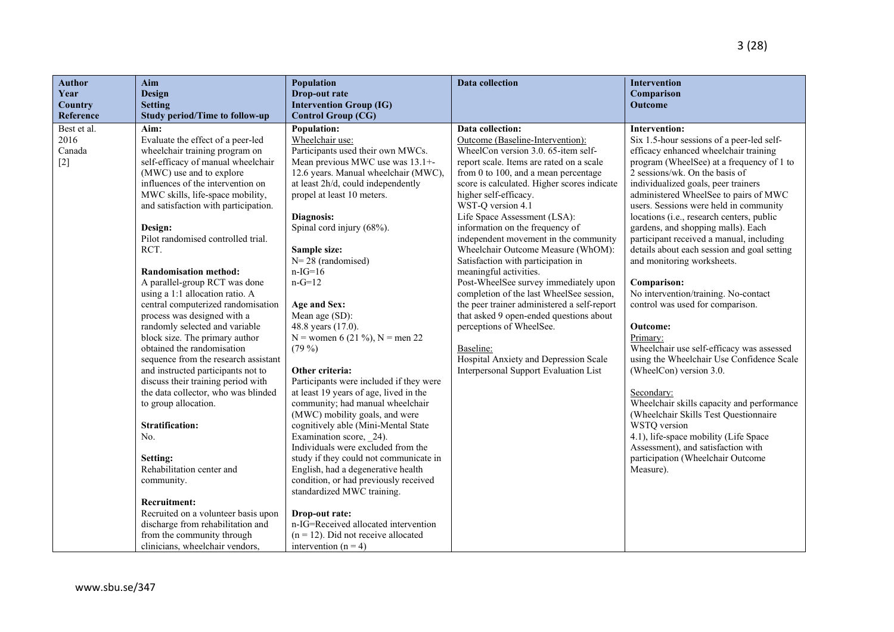| Author<br>Year<br>Country<br>Reference | Aim<br>Design<br>Setting<br>Study period/Time to follow-up | Population<br>Drop-out rate<br>Intervention Group (IG)<br>Control Group (CG) | Data collection | Intervention<br>Comparison<br>Outcome |
|---|---|---|---|---|
| Best et al.<br>2016<br>Canada<br>[2] | **Aim:**<br>Evaluate the effect of a peer-led wheelchair training program on self-efficacy of manual wheelchair (MWC) use and to explore influences of the intervention on MWC skills, life-space mobility, and satisfaction with participation.<br><br>**Design:**<br>Pilot randomised controlled trial. RCT.<br><br>**Randomisation method:**<br>A parallel-group RCT was done using a 1:1 allocation ratio. A central computerized randomisation process was designed with a randomly selected and variable block size. The primary author obtained the randomisation sequence from the research assistant and instructed participants not to discuss their training period with the data collector, who was blinded to group allocation.<br><br>**Stratification:**<br>No.<br><br>**Setting:**<br>Rehabilitation center and community.<br><br>**Recruitment:**<br>Recruited on a volunteer basis upon discharge from rehabilitation and from the community through clinicians, wheelchair vendors, | **Population:**<br>Wheelchair use:<br>Participants used their own MWCs. Mean previous MWC use was 13.1+-12.6 years. Manual wheelchair (MWC), at least 2h/d, could independently propel at least 10 meters.<br><br>**Diagnosis:**<br>Spinal cord injury (68%).<br><br>**Sample size:**<br>N= 28 (randomised)<br>n-IG=16<br>n-G=12<br><br>**Age and Sex:**<br>Mean age (SD):<br>48.8 years (17.0).<br>N = women 6 (21 %), N = men 22 (79 %)<br><br>**Other criteria:**<br>Participants were included if they were at least 19 years of age, lived in the community; had manual wheelchair (MWC) mobility goals, and were cognitively able (Mini-Mental State Examination score, _24).<br>Individuals were excluded from the study if they could not communicate in English, had a degenerative health condition, or had previously received standardized MWC training.<br><br>**Drop-out rate:**<br>n-IG=Received allocated intervention (n = 12). Did not receive allocated intervention (n = 4) | **Data collection:**<br>Outcome (Baseline-Intervention):<br>WheelCon version 3.0. 65-item self-report scale. Items are rated on a scale from 0 to 100, and a mean percentage score is calculated. Higher scores indicate higher self-efficacy.<br>WST-Q version 4.1<br>Life Space Assessment (LSA): information on the frequency of independent movement in the community<br>Wheelchair Outcome Measure (WhOM): Satisfaction with participation in meaningful activities.<br>Post-WheelSee survey immediately upon completion of the last WheelSee session, the peer trainer administered a self-report that asked 9 open-ended questions about perceptions of WheelSee.<br><br>Baseline:<br>Hospital Anxiety and Depression Scale<br>Interpersonal Support Evaluation List | **Intervention:**<br>Six 1.5-hour sessions of a peer-led self-efficacy enhanced wheelchair training program (WheelSee) at a frequency of 1 to 2 sessions/wk. On the basis of individualized goals, peer trainers administered WheelSee to pairs of MWC users. Sessions were held in community locations (i.e., research centers, public gardens, and shopping malls). Each participant received a manual, including details about each session and goal setting and monitoring worksheets.<br><br>**Comparison:**<br>No intervention/training. No-contact control was used for comparison.<br><br>**Outcome:**<br>Primary:<br>Wheelchair use self-efficacy was assessed using the Wheelchair Use Confidence Scale (WheelCon) version 3.0.<br><br>Secondary:<br>Wheelchair skills capacity and performance (Wheelchair Skills Test Questionnaire WSTQ version 4.1), life-space mobility (Life Space Assessment), and satisfaction with participation (Wheelchair Outcome Measure). |

www.sbu.se/347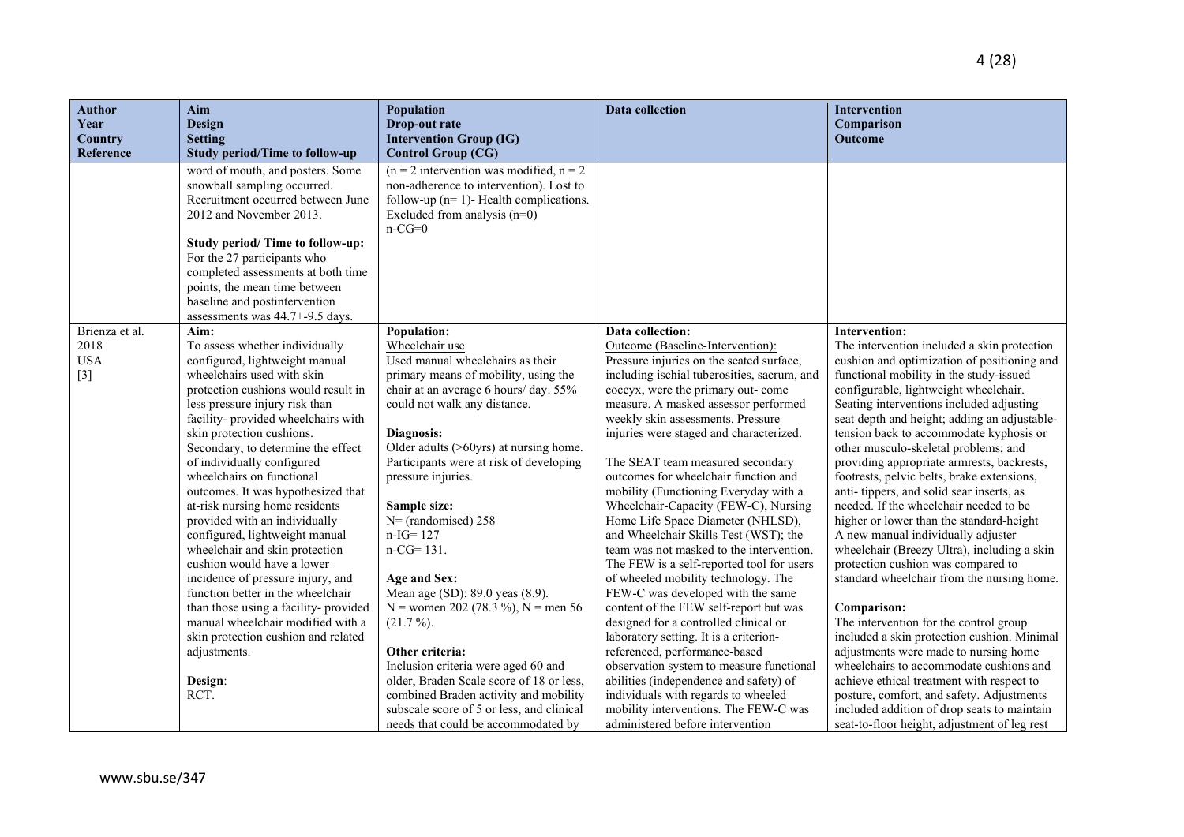| Author<br>Year<br>Country<br>Reference | Aim<br>Design<br>Setting<br>Study period/Time to follow-up | Population<br>Drop-out rate<br>Intervention Group (IG)<br>Control Group (CG) | Data collection | Intervention<br>Comparison<br>Outcome |
|---|---|---|---|---|
| | word of mouth, and posters. Some snowball sampling occurred. Recruitment occurred between June 2012 and November 2013.<br><br>**Study period/ Time to follow-up:**<br>For the 27 participants who completed assessments at both time points, the mean time between baseline and postintervention assessments was 44.7+-9.5 days. | (n = 2 intervention was modified, n = 2 non-adherence to intervention). Lost to follow-up (n= 1)- Health complications. Excluded from analysis (n=0)<br>n-CG=0 | | |
| Brienza et al.<br>2018<br>USA<br>[3] | **Aim:**<br>To assess whether individually configured, lightweight manual wheelchairs used with skin protection cushions would result in less pressure injury risk than facility- provided wheelchairs with skin protection cushions.<br>Secondary, to determine the effect of individually configured wheelchairs on functional outcomes. It was hypothesized that at-risk nursing home residents provided with an individually configured, lightweight manual wheelchair and skin protection cushion would have a lower incidence of pressure injury, and function better in the wheelchair than those using a facility- provided manual wheelchair modified with a skin protection cushion and related adjustments.<br><br>**Design**:<br>RCT. | **Population:**<br>Wheelchair use<br>Used manual wheelchairs as their primary means of mobility, using the chair at an average 6 hours/ day. 55% could not walk any distance.<br><br>**Diagnosis:**<br>Older adults (>60yrs) at nursing home. Participants were at risk of developing pressure injuries.<br><br>**Sample size:**<br>N= (randomised) 258<br>n-IG= 127<br>n-CG= 131.<br><br>**Age and Sex:**<br>Mean age (SD): 89.0 yeas (8.9).<br>N = women 202 (78.3 %), N = men 56 (21.7 %).<br><br>**Other criteria:**<br>Inclusion criteria were aged 60 and older, Braden Scale score of 18 or less, combined Braden activity and mobility subscale score of 5 or less, and clinical needs that could be accommodated by | **Data collection:**<br>Outcome (Baseline-Intervention):<br>Pressure injuries on the seated surface, including ischial tuberosities, sacrum, and coccyx, were the primary out- come measure. A masked assessor performed weekly skin assessments. Pressure injuries were staged and characterized.<br><br>The SEAT team measured secondary outcomes for wheelchair function and mobility (Functioning Everyday with a Wheelchair-Capacity (FEW-C), Nursing Home Life Space Diameter (NHLSD), and Wheelchair Skills Test (WST); the team was not masked to the intervention. The FEW is a self-reported tool for users of wheeled mobility technology. The FEW-C was developed with the same content of the FEW self-report but was designed for a controlled clinical or laboratory setting. It is a criterion-referenced, performance-based observation system to measure functional abilities (independence and safety) of individuals with regards to wheeled mobility interventions. The FEW-C was administered before intervention | **Intervention:**<br>The intervention included a skin protection cushion and optimization of positioning and functional mobility in the study-issued configurable, lightweight wheelchair. Seating interventions included adjusting seat depth and height; adding an adjustable-tension back to accommodate kyphosis or other musculo-skeletal problems; and providing appropriate armrests, backrests, footrests, pelvic belts, brake extensions, anti- tippers, and solid sear inserts, as needed. If the wheelchair needed to be higher or lower than the standard-height A new manual individually adjuster wheelchair (Breezy Ultra), including a skin protection cushion was compared to standard wheelchair from the nursing home.<br><br>**Comparison:**<br>The intervention for the control group included a skin protection cushion. Minimal adjustments were made to nursing home wheelchairs to accommodate cushions and achieve ethical treatment with respect to posture, comfort, and safety. Adjustments included addition of drop seats to maintain seat-to-floor height, adjustment of leg rest |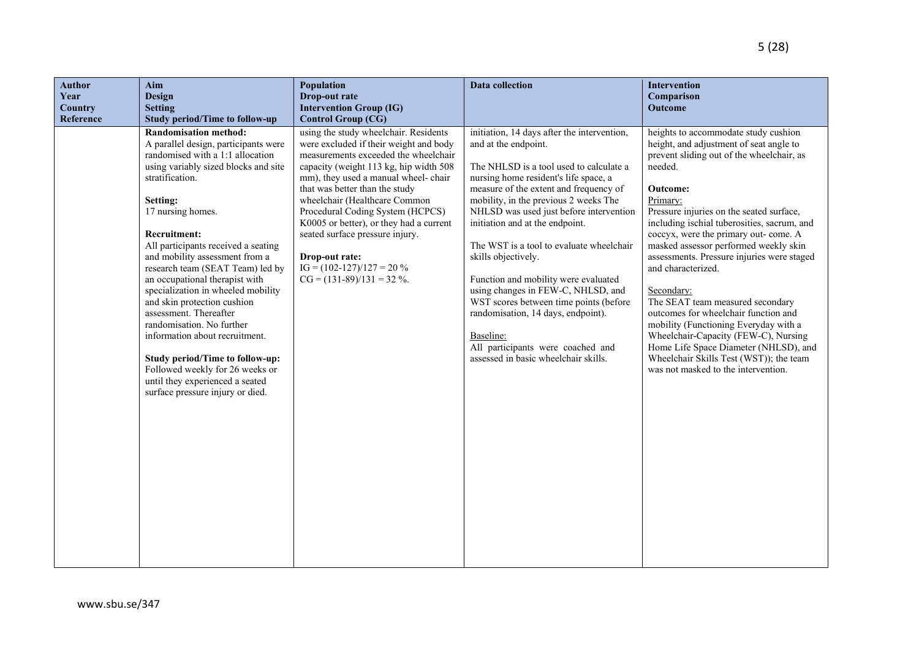| Author<br>Year<br>Country<br>Reference | Aim<br>Design<br>Setting<br>Study period/Time to follow-up | Population<br>Drop-out rate<br>Intervention Group (IG)<br>Control Group (CG) | Data collection | Intervention<br>Comparison<br>Outcome |
|---|---|---|---|---|
| | **Randomisation method:**<br>A parallel design, participants were randomised with a 1:1 allocation using variably sized blocks and site stratification.<br><br>**Setting:**<br>17 nursing homes.<br><br>**Recruitment:**<br>All participants received a seating and mobility assessment from a research team (SEAT Team) led by an occupational therapist with specialization in wheeled mobility and skin protection cushion assessment. Thereafter randomisation. No further information about recruitment.<br><br>**Study period/Time to follow-up:**<br>Followed weekly for 26 weeks or until they experienced a seated surface pressure injury or died. | using the study wheelchair. Residents were excluded if their weight and body measurements exceeded the wheelchair capacity (weight 113 kg, hip width 508 mm), they used a manual wheel- chair that was better than the study wheelchair (Healthcare Common Procedural Coding System (HCPCS) K0005 or better), or they had a current seated surface pressure injury.<br><br>**Drop-out rate:**<br>IG = (102-127)/127 = 20 %<br>CG = (131-89)/131 = 32 %. | initiation, 14 days after the intervention, and at the endpoint.<br><br>The NHLSD is a tool used to calculate a nursing home resident's life space, a measure of the extent and frequency of mobility, in the previous 2 weeks The NHLSD was used just before intervention initiation and at the endpoint.<br><br>The WST is a tool to evaluate wheelchair skills objectively.<br><br>Function and mobility were evaluated using changes in FEW-C, NHLSD, and WST scores between time points (before randomisation, 14 days, endpoint).<br><br>Baseline:<br>All participants were coached and assessed in basic wheelchair skills. | heights to accommodate study cushion height, and adjustment of seat angle to prevent sliding out of the wheelchair, as needed.<br><br>**Outcome:**<br>Primary:<br>Pressure injuries on the seated surface, including ischial tuberosities, sacrum, and coccyx, were the primary out- come. A masked assessor performed weekly skin assessments. Pressure injuries were staged and characterized.<br><br>Secondary:<br>The SEAT team measured secondary outcomes for wheelchair function and mobility (Functioning Everyday with a Wheelchair-Capacity (FEW-C), Nursing Home Life Space Diameter (NHLSD), and Wheelchair Skills Test (WST)); the team was not masked to the intervention. |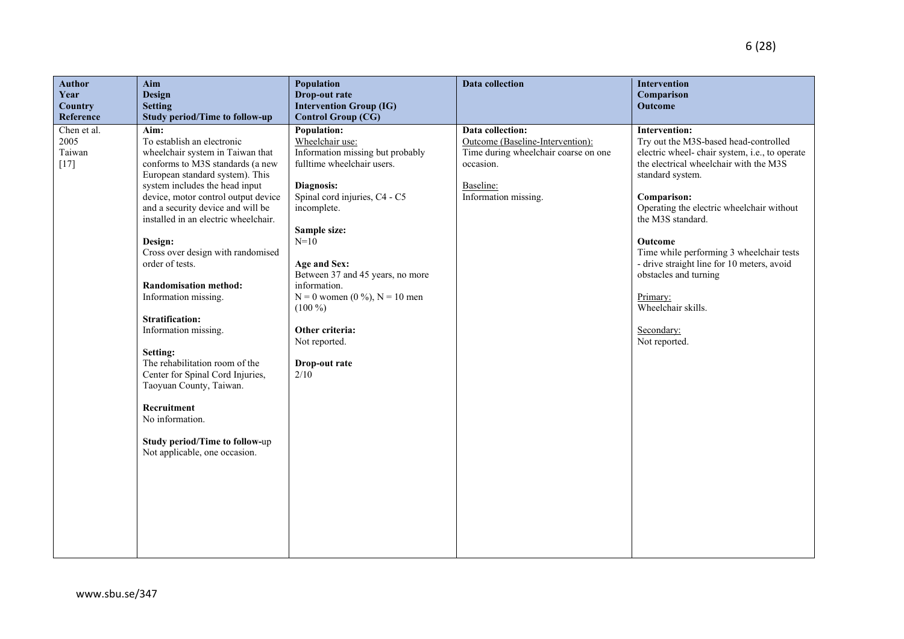| Author<br>Year<br>Country<br>Reference | Aim<br>Design<br>Setting<br>Study period/Time to follow-up | Population<br>Drop-out rate<br>Intervention Group (IG)<br>Control Group (CG) | Data collection | Intervention<br>Comparison<br>Outcome |
|---|---|---|---|---|
| Chen et al.<br>2005<br>Taiwan<br>[17] | **Aim:**<br>To establish an electronic wheelchair system in Taiwan that conforms to M3S standards (a new European standard system). This system includes the head input device, motor control output device and a security device and will be installed in an electric wheelchair.<br><br>**Design:**<br>Cross over design with randomised order of tests.<br><br>**Randomisation method:**<br>Information missing.<br><br>**Stratification:**<br>Information missing.<br><br>**Setting:**<br>The rehabilitation room of the Center for Spinal Cord Injuries, Taoyuan County, Taiwan.<br><br>**Recruitment**<br>No information.<br><br>**Study period/Time to follow-up**<br>Not applicable, one occasion. | **Population:**<br>Wheelchair use:<br>Information missing but probably fulltime wheelchair users.<br><br>**Diagnosis:**<br>Spinal cord injuries, C4 - C5 incomplete.<br><br>**Sample size:**<br>N=10<br><br>**Age and Sex:**<br>Between 37 and 45 years, no more information.<br>N = 0 women (0 %), N = 10 men (100 %)<br><br>**Other criteria:**<br>Not reported.<br><br>**Drop-out rate**<br>2/10 | **Data collection:**<br>Outcome (Baseline-Intervention):<br>Time during wheelchair coarse on one occasion.<br><br>Baseline:<br>Information missing. | **Intervention:**<br>Try out the M3S-based head-controlled electric wheel- chair system, i.e., to operate the electrical wheelchair with the M3S standard system.<br><br>**Comparison:**<br>Operating the electric wheelchair without the M3S standard.<br><br>**Outcome**<br>Time while performing 3 wheelchair tests - drive straight line for 10 meters, avoid obstacles and turning<br><br>Primary:<br>Wheelchair skills.<br><br>Secondary:<br>Not reported. |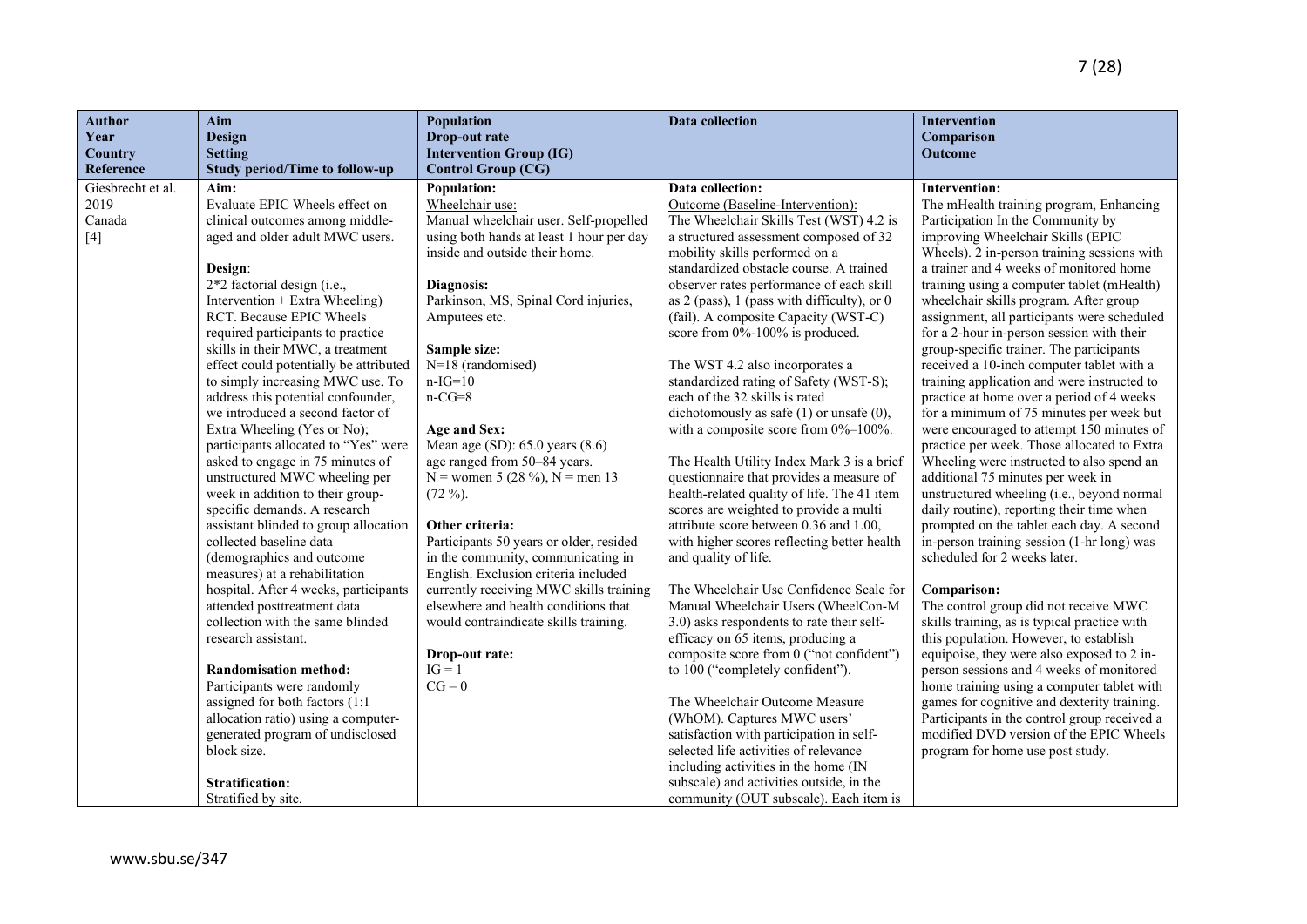| Author<br>Year<br>Country<br>Reference | Aim<br>Design<br>Setting<br>Study period/Time to follow-up | Population<br>Drop-out rate<br>Intervention Group (IG)<br>Control Group (CG) | Data collection | Intervention<br>Comparison<br>Outcome |
|---|---|---|---|---|
| Giesbrecht et al.<br>2019<br>Canada<br>[4] | **Aim:**<br>Evaluate EPIC Wheels effect on clinical outcomes among middle-aged and older adult MWC users.<br><br>**Design**:<br>2*2 factorial design (i.e., Intervention + Extra Wheeling) RCT. Because EPIC Wheels required participants to practice skills in their MWC, a treatment effect could potentially be attributed to simply increasing MWC use. To address this potential confounder, we introduced a second factor of Extra Wheeling (Yes or No); participants allocated to "Yes" were asked to engage in 75 minutes of unstructured MWC wheeling per week in addition to their group-specific demands. A research assistant blinded to group allocation collected baseline data (demographics and outcome measures) at a rehabilitation hospital. After 4 weeks, participants attended posttreatment data collection with the same blinded research assistant.<br><br>**Randomisation method:**<br>Participants were randomly assigned for both factors (1:1 allocation ratio) using a computer-generated program of undisclosed block size.<br><br>**Stratification:**<br>Stratified by site. | **Population:**<br>Wheelchair use:<br>Manual wheelchair user. Self-propelled using both hands at least 1 hour per day inside and outside their home.<br><br>**Diagnosis:**<br>Parkinson, MS, Spinal Cord injuries, Amputees etc.<br><br>**Sample size:**<br>N=18 (randomised)<br>n-IG=10<br>n-CG=8<br><br>**Age and Sex:**<br>Mean age (SD): 65.0 years (8.6) age ranged from 50–84 years.<br>N = women 5 (28 %), N = men 13 (72 %).<br><br>**Other criteria:**<br>Participants 50 years or older, resided in the community, communicating in English. Exclusion criteria included currently receiving MWC skills training elsewhere and health conditions that would contraindicate skills training.<br><br>**Drop-out rate:**<br>IG = 1<br>CG = 0 | **Data collection:**<br>Outcome (Baseline-Intervention):<br>The Wheelchair Skills Test (WST) 4.2 is a structured assessment composed of 32 mobility skills performed on a standardized obstacle course. A trained observer rates performance of each skill as 2 (pass), 1 (pass with difficulty), or 0 (fail). A composite Capacity (WST-C) score from 0%-100% is produced.<br><br>The WST 4.2 also incorporates a standardized rating of Safety (WST-S); each of the 32 skills is rated dichotomously as safe (1) or unsafe (0), with a composite score from 0%–100%.<br><br>The Health Utility Index Mark 3 is a brief questionnaire that provides a measure of health-related quality of life. The 41 item scores are weighted to provide a multi attribute score between 0.36 and 1.00, with higher scores reflecting better health and quality of life.<br><br>The Wheelchair Use Confidence Scale for Manual Wheelchair Users (WheelCon-M 3.0) asks respondents to rate their self-efficacy on 65 items, producing a composite score from 0 ("not confident") to 100 ("completely confident").<br><br>The Wheelchair Outcome Measure (WhOM). Captures MWC users' satisfaction with participation in self-selected life activities of relevance including activities in the home (IN subscale) and activities outside, in the community (OUT subscale). Each item is | **Intervention:**<br>The mHealth training program, Enhancing Participation In the Community by improving Wheelchair Skills (EPIC Wheels). 2 in-person training sessions with a trainer and 4 weeks of monitored home training using a computer tablet (mHealth) wheelchair skills program. After group assignment, all participants were scheduled for a 2-hour in-person session with their group-specific trainer. The participants received a 10-inch computer tablet with a training application and were instructed to practice at home over a period of 4 weeks for a minimum of 75 minutes per week but were encouraged to attempt 150 minutes of practice per week. Those allocated to Extra Wheeling were instructed to also spend an additional 75 minutes per week in unstructured wheeling (i.e., beyond normal daily routine), reporting their time when prompted on the tablet each day. A second in-person training session (1-hr long) was scheduled for 2 weeks later.<br><br>**Comparison:**<br>The control group did not receive MWC skills training, as is typical practice with this population. However, to establish equipoise, they were also exposed to 2 in-person sessions and 4 weeks of monitored home training using a computer tablet with games for cognitive and dexterity training. Participants in the control group received a modified DVD version of the EPIC Wheels program for home use post study. |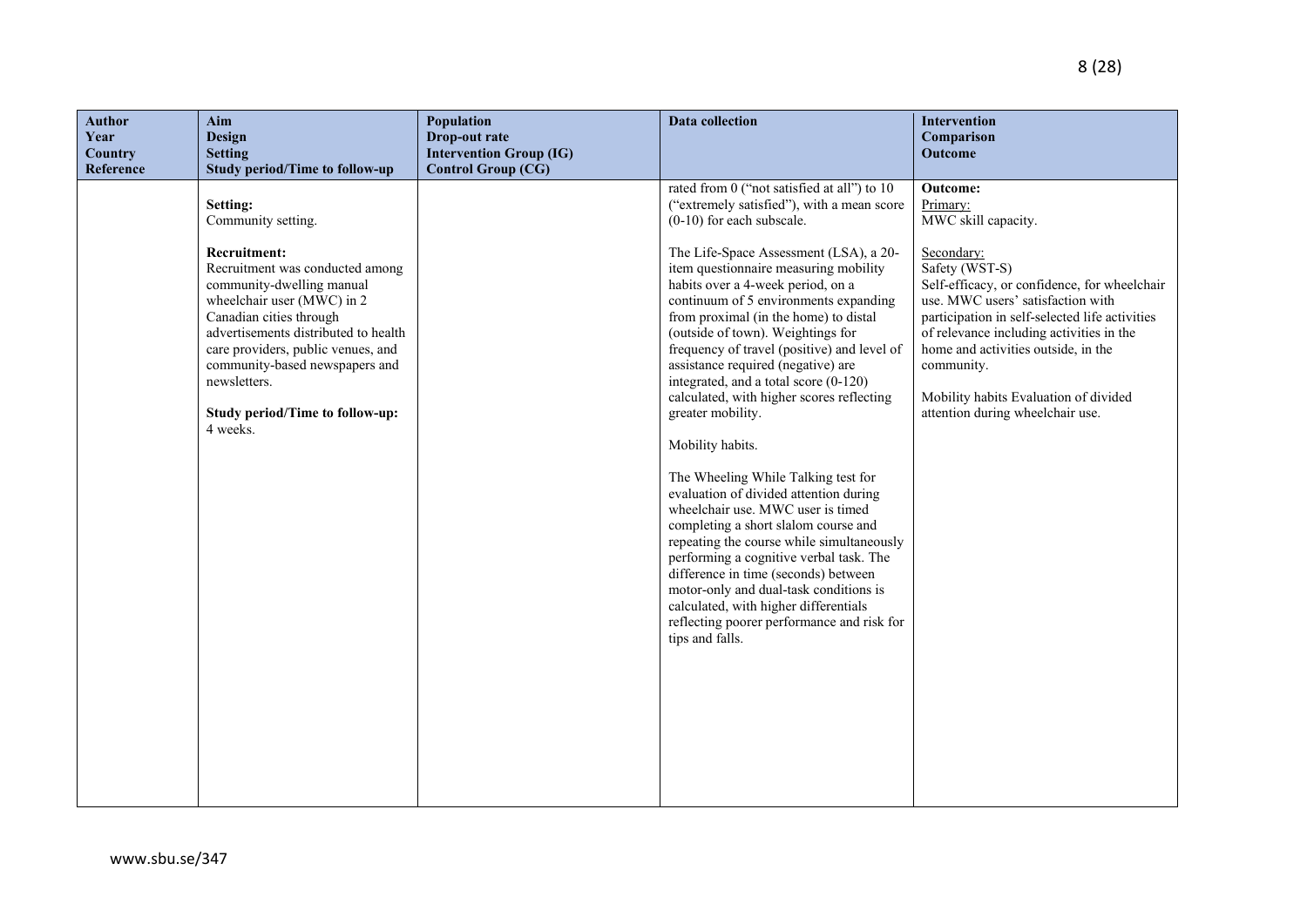| Author<br>Year<br>Country<br>Reference | Aim<br>Design<br>Setting<br>Study period/Time to follow-up | Population<br>Drop-out rate<br>Intervention Group (IG)<br>Control Group (CG) | Data collection | Intervention<br>Comparison<br>Outcome |
|---|---|---|---|---|
| | **Setting:**<br>Community setting.<br><br>**Recruitment:**<br>Recruitment was conducted among community-dwelling manual wheelchair user (MWC) in 2 Canadian cities through advertisements distributed to health care providers, public venues, and community-based newspapers and newsletters.<br><br>**Study period/Time to follow-up:**<br>4 weeks. | | rated from 0 ("not satisfied at all") to 10 ("extremely satisfied"), with a mean score (0-10) for each subscale.<br><br>The Life-Space Assessment (LSA), a 20-item questionnaire measuring mobility habits over a 4-week period, on a continuum of 5 environments expanding from proximal (in the home) to distal (outside of town). Weightings for frequency of travel (positive) and level of assistance required (negative) are integrated, and a total score (0-120) calculated, with higher scores reflecting greater mobility.<br><br>Mobility habits.<br><br>The Wheeling While Talking test for evaluation of divided attention during wheelchair use. MWC user is timed completing a short slalom course and repeating the course while simultaneously performing a cognitive verbal task. The difference in time (seconds) between motor-only and dual-task conditions is calculated, with higher differentials reflecting poorer performance and risk for tips and falls. | **Outcome:**<br>Primary:<br>MWC skill capacity.<br><br>Secondary:<br>Safety (WST-S)<br>Self-efficacy, or confidence, for wheelchair use. MWC users' satisfaction with participation in self-selected life activities of relevance including activities in the home and activities outside, in the community.<br><br>Mobility habits Evaluation of divided attention during wheelchair use. |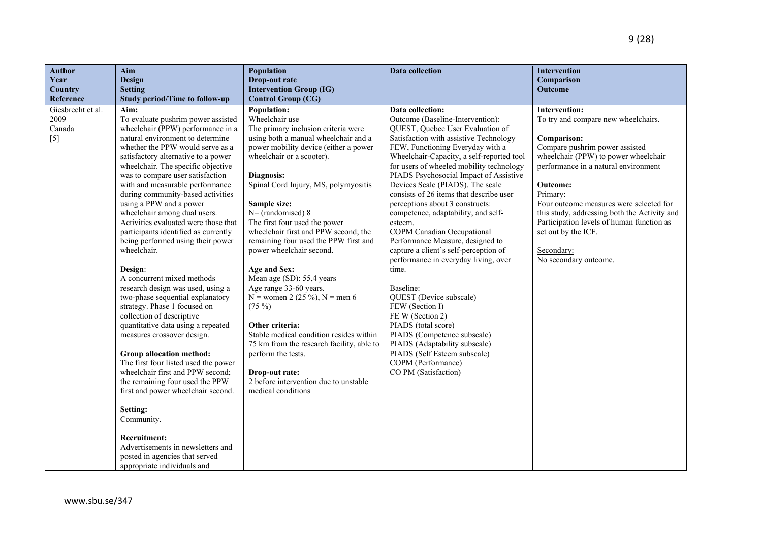| Author<br>Year<br>Country<br>Reference | Aim<br>Design<br>Setting<br>Study period/Time to follow-up | Population<br>Drop-out rate<br>Intervention Group (IG)<br>Control Group (CG) | Data collection | Intervention<br>Comparison<br>Outcome |
|---|---|---|---|---|
| Giesbrecht et al.<br>2009<br>Canada<br>[5] | **Aim:**<br>To evaluate pushrim power assisted wheelchair (PPW) performance in a natural environment to determine whether the PPW would serve as a satisfactory alternative to a power wheelchair. The specific objective was to compare user satisfaction with and measurable performance during community-based activities using a PPW and a power wheelchair among dual users. Activities evaluated were those that participants identified as currently being performed using their power wheelchair.<br><br>**Design**:<br>A concurrent mixed methods research design was used, using a two-phase sequential explanatory strategy. Phase 1 focused on collection of descriptive quantitative data using a repeated measures crossover design.<br><br>**Group allocation method:**<br>The first four listed used the power wheelchair first and PPW second; the remaining four used the PPW first and power wheelchair second.<br><br>**Setting:**<br>Community.<br><br>**Recruitment:**<br>Advertisements in newsletters and posted in agencies that served appropriate individuals and | **Population:**<br>Wheelchair use<br>The primary inclusion criteria were using both a manual wheelchair and a power mobility device (either a power wheelchair or a scooter).<br><br>**Diagnosis:**<br>Spinal Cord Injury, MS, polymyositis<br><br>**Sample size:**<br>N= (randomised) 8<br>The first four used the power wheelchair first and PPW second; the remaining four used the PPW first and power wheelchair second.<br><br>**Age and Sex:**<br>Mean age (SD): 55,4 years<br>Age range 33-60 years.<br>N = women 2 (25 %), N = men 6 (75 %)<br><br>**Other criteria:**<br>Stable medical condition resides within 75 km from the research facility, able to perform the tests.<br><br>**Drop-out rate:**<br>2 before intervention due to unstable medical conditions | **Data collection:**<br>Outcome (Baseline-Intervention):<br>QUEST, Quebec User Evaluation of Satisfaction with assistive Technology<br>FEW, Functioning Everyday with a Wheelchair-Capacity, a self-reported tool for users of wheeled mobility technology<br>PIADS Psychosocial Impact of Assistive Devices Scale (PIADS). The scale consists of 26 items that describe user perceptions about 3 constructs: competence, adaptability, and self-esteem.<br>COPM Canadian Occupational Performance Measure, designed to capture a client's self-perception of performance in everyday living, over time.<br><br>Baseline:<br>QUEST (Device subscale)<br>FEW (Section I)<br>FE W (Section 2)<br>PIADS (total score)<br>PIADS (Competence subscale)<br>PIADS (Adaptability subscale)<br>PIADS (Self Esteem subscale)<br>COPM (Performance)<br>CO PM (Satisfaction) | **Intervention:**<br>To try and compare new wheelchairs.<br><br>**Comparison:**<br>Compare pushrim power assisted wheelchair (PPW) to power wheelchair performance in a natural environment<br><br>**Outcome:**<br>Primary:<br>Four outcome measures were selected for this study, addressing both the Activity and Participation levels of human function as set out by the ICF.<br><br>Secondary:<br>No secondary outcome. |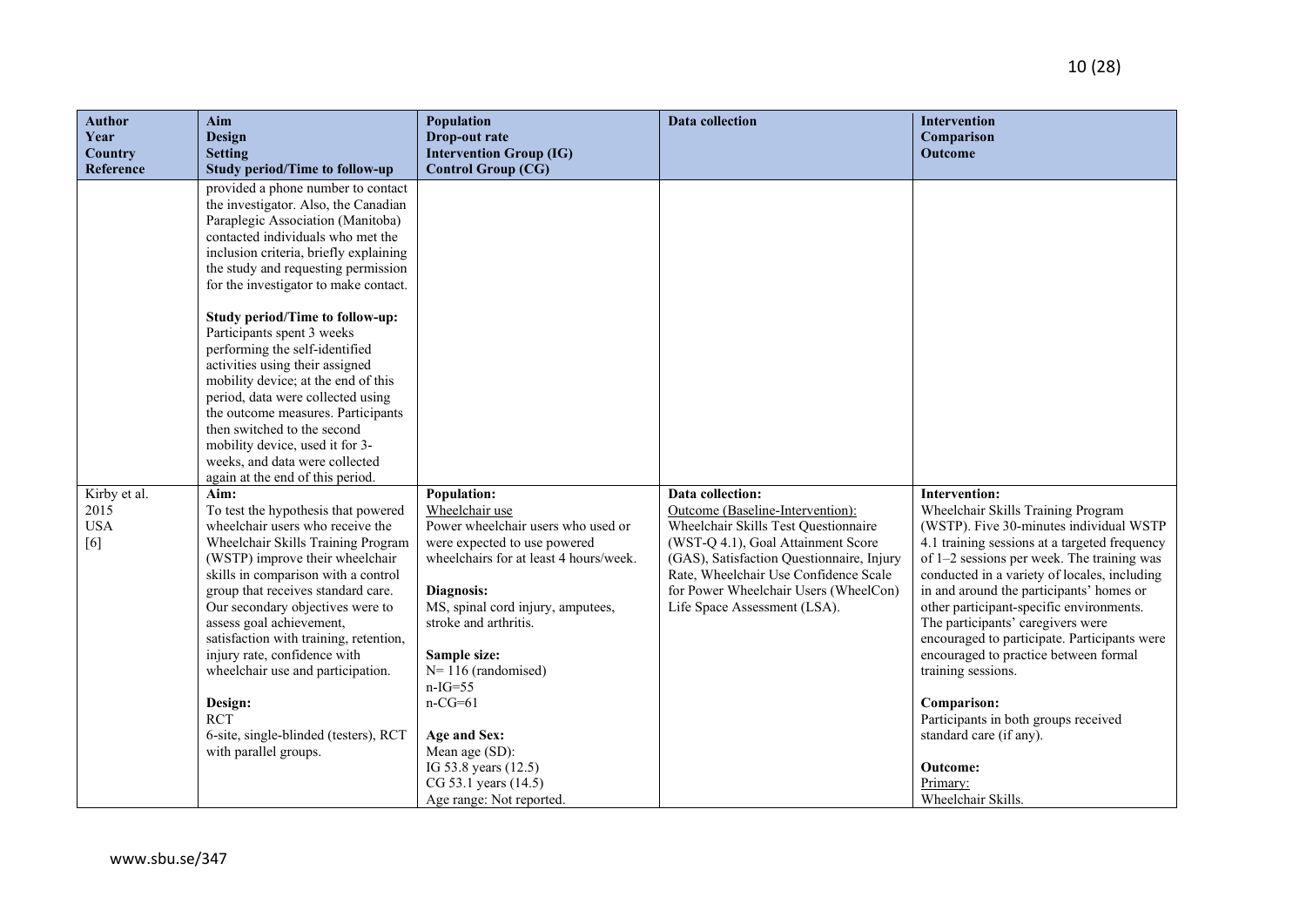| Author<br>Year<br>Country<br>Reference | Aim<br>Design<br>Setting<br>Study period/Time to follow-up | Population<br>Drop-out rate<br>Intervention Group (IG)<br>Control Group (CG) | Data collection | Intervention<br>Comparison<br>Outcome |
|---|---|---|---|---|
| | provided a phone number to contact the investigator. Also, the Canadian Paraplegic Association (Manitoba) contacted individuals who met the inclusion criteria, briefly explaining the study and requesting permission for the investigator to make contact.<br><br>**Study period/Time to follow-up:**<br>Participants spent 3 weeks performing the self-identified activities using their assigned mobility device; at the end of this period, data were collected using the outcome measures. Participants then switched to the second mobility device, used it for 3-weeks, and data were collected again at the end of this period. | | | |
| Kirby et al.<br>2015<br>USA<br>[6] | **Aim:**<br>To test the hypothesis that powered wheelchair users who receive the Wheelchair Skills Training Program (WSTP) improve their wheelchair skills in comparison with a control group that receives standard care. Our secondary objectives were to assess goal achievement, satisfaction with training, retention, injury rate, confidence with wheelchair use and participation.<br><br>**Design:**<br>RCT<br>6-site, single-blinded (testers), RCT with parallel groups. | **Population:**<br><u>Wheelchair use</u><br>Power wheelchair users who used or were expected to use powered wheelchairs for at least 4 hours/week.<br><br>**Diagnosis:**<br>MS, spinal cord injury, amputees, stroke and arthritis.<br><br>**Sample size:**<br>N= 116 (randomised)<br>n-IG=55<br>n-CG=61<br><br>**Age and Sex:**<br>Mean age (SD):<br>IG 53.8 years (12.5)<br>CG 53.1 years (14.5)<br>Age range: Not reported. | **Data collection:**<br><u>Outcome (Baseline-Intervention):</u><br>Wheelchair Skills Test Questionnaire (WST-Q 4.1), Goal Attainment Score (GAS), Satisfaction Questionnaire, Injury Rate, Wheelchair Use Confidence Scale for Power Wheelchair Users (WheelCon) Life Space Assessment (LSA). | **Intervention:**<br>Wheelchair Skills Training Program (WSTP). Five 30-minutes individual WSTP 4.1 training sessions at a targeted frequency of 1–2 sessions per week. The training was conducted in a variety of locales, including in and around the participants' homes or other participant-specific environments. The participants' caregivers were encouraged to participate. Participants were encouraged to practice between formal training sessions.<br><br>**Comparison:**<br>Participants in both groups received standard care (if any).<br><br>**Outcome:**<br><u>Primary:</u><br>Wheelchair Skills. |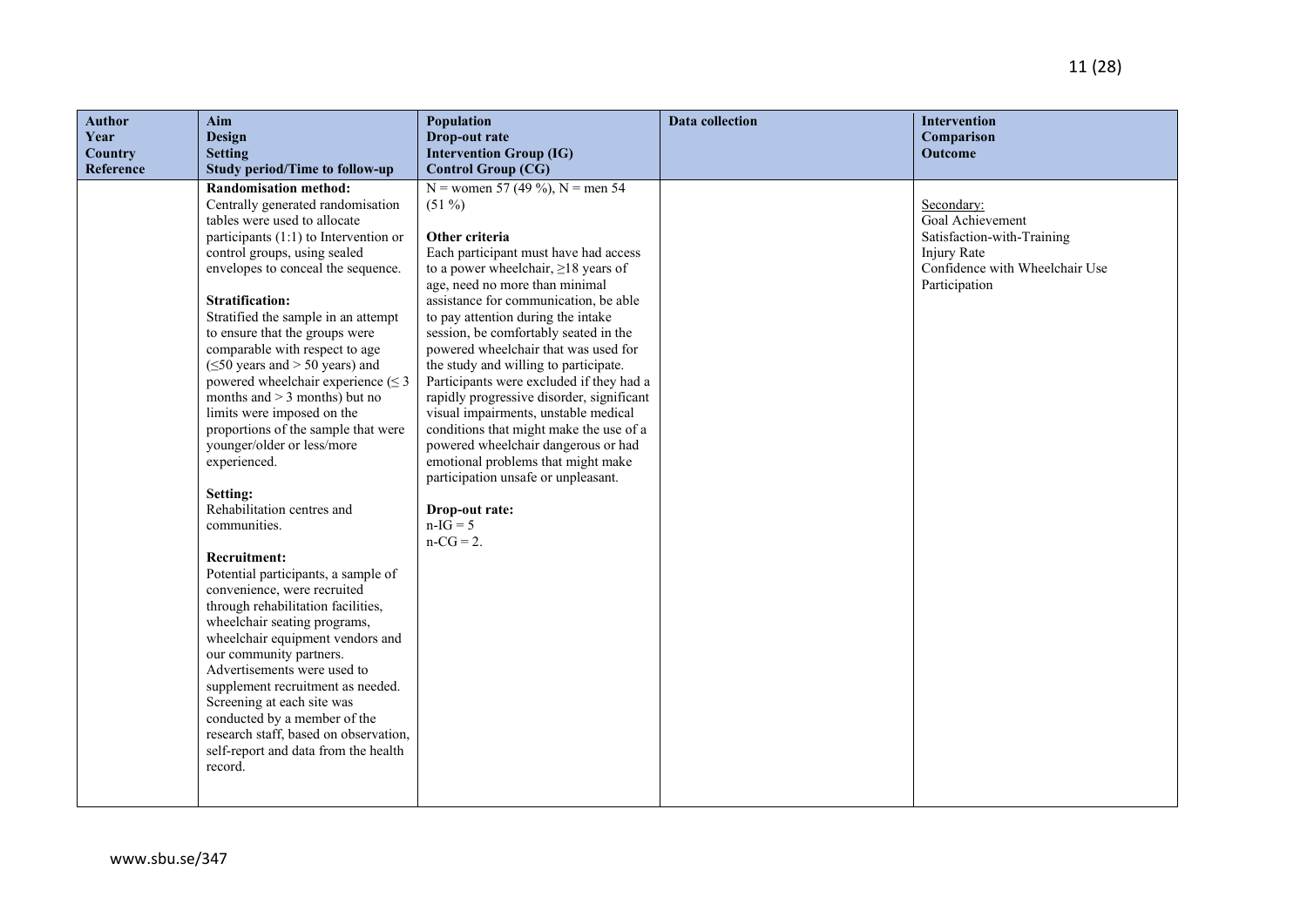| Author<br>Year<br>Country<br>Reference | Aim<br>Design<br>Setting<br>Study period/Time to follow-up | Population<br>Drop-out rate<br>Intervention Group (IG)<br>Control Group (CG) | Data collection | Intervention<br>Comparison<br>Outcome |
|---|---|---|---|---|
| | **Randomisation method:**<br>Centrally generated randomisation tables were used to allocate participants (1:1) to Intervention or control groups, using sealed envelopes to conceal the sequence.<br><br>**Stratification:**<br>Stratified the sample in an attempt to ensure that the groups were comparable with respect to age (≤50 years and > 50 years) and powered wheelchair experience (≤ 3 months and > 3 months) but no limits were imposed on the proportions of the sample that were younger/older or less/more experienced.<br><br>**Setting:**<br>Rehabilitation centres and communities.<br><br>**Recruitment:**<br>Potential participants, a sample of convenience, were recruited through rehabilitation facilities, wheelchair seating programs, wheelchair equipment vendors and our community partners. Advertisements were used to supplement recruitment as needed. Screening at each site was conducted by a member of the research staff, based on observation, self-report and data from the health record. | N = women 57 (49 %), N = men 54 (51 %)<br><br>**Other criteria**<br>Each participant must have had access to a power wheelchair, ≥18 years of age, need no more than minimal assistance for communication, be able to pay attention during the intake session, be comfortably seated in the powered wheelchair that was used for the study and willing to participate. Participants were excluded if they had a rapidly progressive disorder, significant visual impairments, unstable medical conditions that might make the use of a powered wheelchair dangerous or had emotional problems that might make participation unsafe or unpleasant.<br><br>**Drop-out rate:**<br>n-IG = 5<br>n-CG = 2. | | Secondary:<br>Goal Achievement<br>Satisfaction-with-Training<br>Injury Rate<br>Confidence with Wheelchair Use<br>Participation |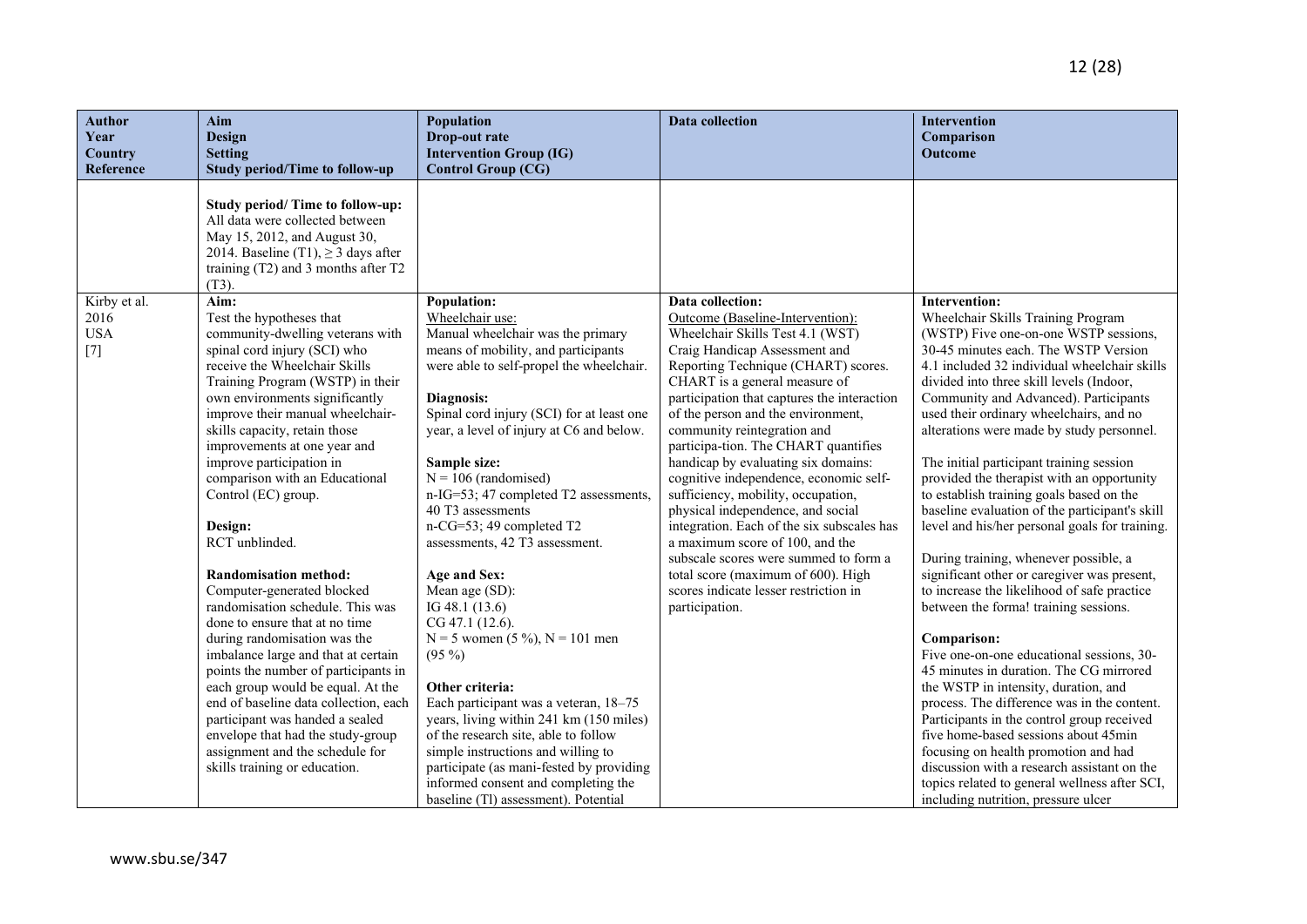| Author<br>Year<br>Country<br>Reference | Aim<br>Design<br>Setting<br>Study period/Time to follow-up | Population<br>Drop-out rate<br>Intervention Group (IG)<br>Control Group (CG) | Data collection | Intervention<br>Comparison<br>Outcome |
|---|---|---|---|---|
| | **Study period/ Time to follow-up:**<br>All data were collected between May 15, 2012, and August 30, 2014. Baseline (T1), ≥ 3 days after training (T2) and 3 months after T2 (T3). | | | |
| Kirby et al.<br>2016<br>USA<br>[7] | **Aim:**<br>Test the hypotheses that community-dwelling veterans with spinal cord injury (SCI) who receive the Wheelchair Skills Training Program (WSTP) in their own environments significantly improve their manual wheelchair-skills capacity, retain those improvements at one year and improve participation in comparison with an Educational Control (EC) group.<br><br>**Design:**<br>RCT unblinded.<br><br>**Randomisation method:**<br>Computer-generated blocked randomisation schedule. This was done to ensure that at no time during randomisation was the imbalance large and that at certain points the number of participants in each group would be equal. At the end of baseline data collection, each participant was handed a sealed envelope that had the study-group assignment and the schedule for skills training or education. | **Population:**<br>Wheelchair use:<br>Manual wheelchair was the primary means of mobility, and participants were able to self-propel the wheelchair.<br><br>**Diagnosis:**<br>Spinal cord injury (SCI) for at least one year, a level of injury at C6 and below.<br><br>**Sample size:**<br>N = 106 (randomised)<br>n-IG=53; 47 completed T2 assessments, 40 T3 assessments<br>n-CG=53; 49 completed T2 assessments, 42 T3 assessment.<br><br>**Age and Sex:**<br>Mean age (SD):<br>IG 48.1 (13.6)<br>CG 47.1 (12.6).<br>N = 5 women (5 %), N = 101 men (95 %)<br><br>**Other criteria:**<br>Each participant was a veteran, 18–75 years, living within 241 km (150 miles) of the research site, able to follow simple instructions and willing to participate (as mani-fested by providing informed consent and completing the baseline (Tl) assessment). Potential | **Data collection:**<br>Outcome (Baseline-Intervention):<br>Wheelchair Skills Test 4.1 (WST) Craig Handicap Assessment and Reporting Technique (CHART) scores. CHART is a general measure of participation that captures the interaction of the person and the environment, community reintegration and participa-tion. The CHART quantifies handicap by evaluating six domains: cognitive independence, economic self-sufficiency, mobility, occupation, physical independence, and social integration. Each of the six subscales has a maximum score of 100, and the subscale scores were summed to form a total score (maximum of 600). High scores indicate lesser restriction in participation. | **Intervention:**<br>Wheelchair Skills Training Program (WSTP) Five one-on-one WSTP sessions, 30-45 minutes each. The WSTP Version 4.1 included 32 individual wheelchair skills divided into three skill levels (Indoor, Community and Advanced). Participants used their ordinary wheelchairs, and no alterations were made by study personnel.<br><br>The initial participant training session provided the therapist with an opportunity to establish training goals based on the baseline evaluation of the participant's skill level and his/her personal goals for training.<br><br>During training, whenever possible, a significant other or caregiver was present, to increase the likelihood of safe practice between the forma! training sessions.<br><br>**Comparison:**<br>Five one-on-one educational sessions, 30-45 minutes in duration. The CG mirrored the WSTP in intensity, duration, and process. The difference was in the content. Participants in the control group received five home-based sessions about 45min focusing on health promotion and had discussion with a research assistant on the topics related to general wellness after SCI, including nutrition, pressure ulcer |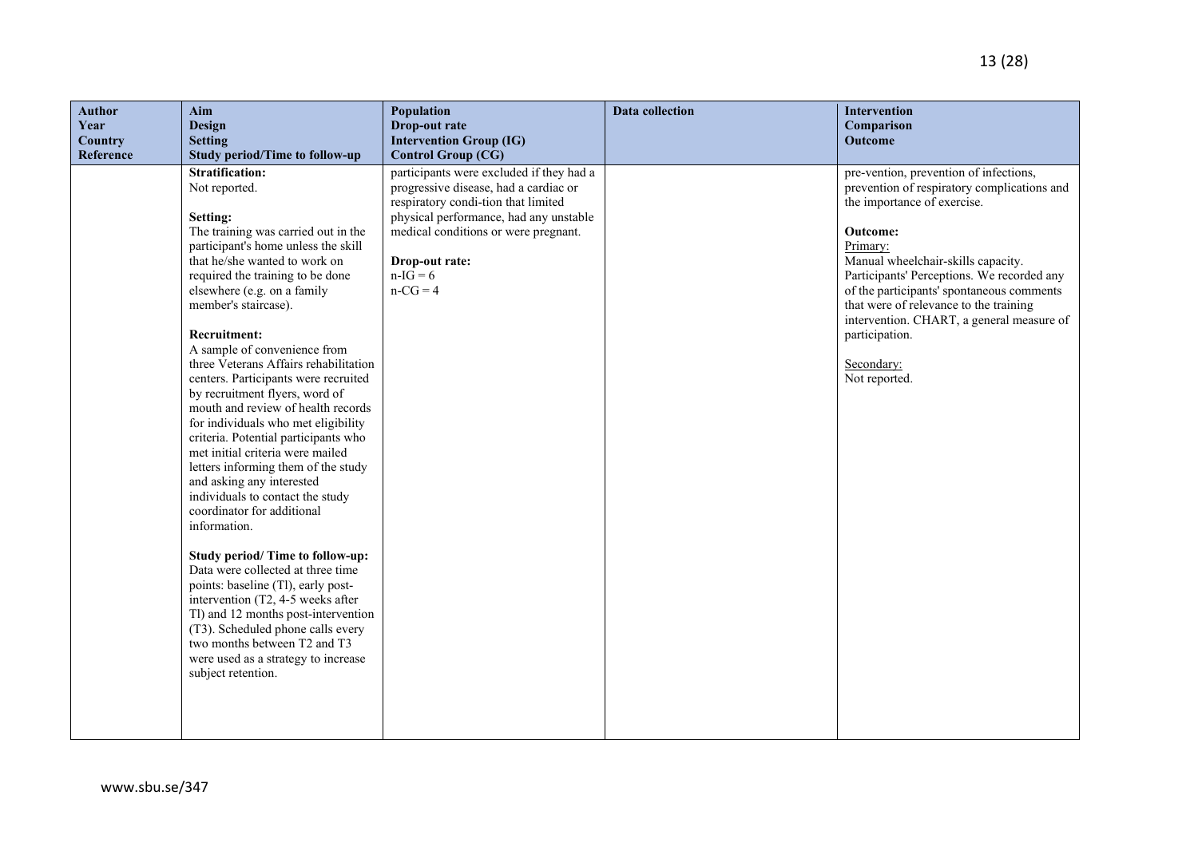| Author<br>Year<br>Country<br>Reference | Aim<br>Design<br>Setting<br>Study period/Time to follow-up | Population<br>Drop-out rate<br>Intervention Group (IG)<br>Control Group (CG) | Data collection | Intervention<br>Comparison<br>Outcome |
|---|---|---|---|---|
| | **Stratification:**<br>Not reported.<br><br>**Setting:**<br>The training was carried out in the participant's home unless the skill that he/she wanted to work on required the training to be done elsewhere (e.g. on a family member's staircase).<br><br>**Recruitment:**<br>A sample of convenience from three Veterans Affairs rehabilitation centers. Participants were recruited by recruitment flyers, word of mouth and review of health records for individuals who met eligibility criteria. Potential participants who met initial criteria were mailed letters informing them of the study and asking any interested individuals to contact the study coordinator for additional information.<br><br>**Study period/ Time to follow-up:**<br>Data were collected at three time points: baseline (Tl), early post-intervention (T2, 4-5 weeks after Tl) and 12 months post-intervention (T3). Scheduled phone calls every two months between T2 and T3 were used as a strategy to increase subject retention. | participants were excluded if they had a progressive disease, had a cardiac or respiratory condi-tion that limited physical performance, had any unstable medical conditions or were pregnant.<br><br>**Drop-out rate:**<br>n-IG = 6<br>n-CG = 4 | | pre-vention, prevention of infections, prevention of respiratory complications and the importance of exercise.<br><br>**Outcome:**<br>Primary:<br>Manual wheelchair-skills capacity. Participants' Perceptions. We recorded any of the participants' spontaneous comments that were of relevance to the training intervention. CHART, a general measure of participation.<br><br>Secondary:<br>Not reported. |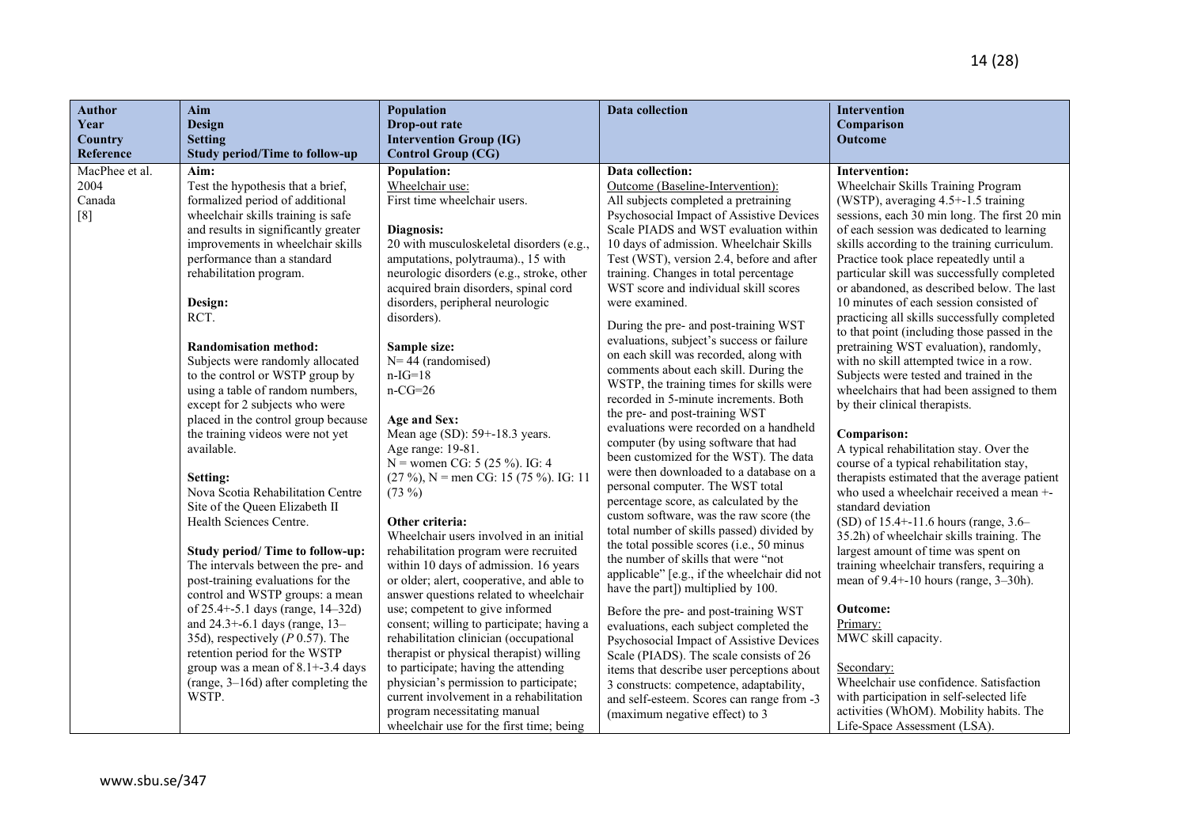| Author<br>Year<br>Country<br>Reference | Aim<br>Design<br>Setting<br>Study period/Time to follow-up | Population<br>Drop-out rate<br>Intervention Group (IG)<br>Control Group (CG) | Data collection | Intervention<br>Comparison<br>Outcome |
|---|---|---|---|---|
| MacPhee et al.<br>2004<br>Canada<br>[8] | **Aim:**<br>Test the hypothesis that a brief, formalized period of additional wheelchair skills training is safe and results in significantly greater improvements in wheelchair skills performance than a standard rehabilitation program.<br><br>**Design:**<br>RCT.<br><br>**Randomisation method:**<br>Subjects were randomly allocated to the control or WSTP group by using a table of random numbers, except for 2 subjects who were placed in the control group because the training videos were not yet available.<br><br>**Setting:**<br>Nova Scotia Rehabilitation Centre Site of the Queen Elizabeth II Health Sciences Centre.<br><br>**Study period/ Time to follow-up:**<br>The intervals between the pre- and post-training evaluations for the control and WSTP groups: a mean of 25.4+-5.1 days (range, 14–32d) and 24.3+-6.1 days (range, 13–35d), respectively (*P* 0.57). The retention period for the WSTP group was a mean of 8.1+-3.4 days (range, 3–16d) after completing the WSTP. | **Population:**<br>Wheelchair use:<br>First time wheelchair users.<br><br>**Diagnosis:**<br>20 with musculoskeletal disorders (e.g., amputations, polytrauma)., 15 with neurologic disorders (e.g., stroke, other acquired brain disorders, spinal cord disorders, peripheral neurologic disorders).<br><br>**Sample size:**<br>N= 44 (randomised)<br>n-IG=18<br>n-CG=26<br><br>**Age and Sex:**<br>Mean age (SD): 59+-18.3 years.<br>Age range: 19-81.<br>N = women CG: 5 (25 %). IG: 4 (27 %), N = men CG: 15 (75 %). IG: 11 (73 %)<br><br>**Other criteria:**<br>Wheelchair users involved in an initial rehabilitation program were recruited within 10 days of admission. 16 years or older; alert, cooperative, and able to answer questions related to wheelchair use; competent to give informed consent; willing to participate; having a rehabilitation clinician (occupational therapist or physical therapist) willing to participate; having the attending physician's permission to participate; current involvement in a rehabilitation program necessitating manual wheelchair use for the first time; being | **Data collection:**<br>Outcome (Baseline-Intervention):<br>All subjects completed a pretraining Psychosocial Impact of Assistive Devices Scale PIADS and WST evaluation within 10 days of admission. Wheelchair Skills Test (WST), version 2.4, before and after training. Changes in total percentage WST score and individual skill scores were examined.<br><br>During the pre- and post-training WST evaluations, subject's success or failure on each skill was recorded, along with comments about each skill. During the WSTP, the training times for skills were recorded in 5-minute increments. Both the pre- and post-training WST evaluations were recorded on a handheld computer (by using software that had been customized for the WST). The data were then downloaded to a database on a personal computer. The WST total percentage score, as calculated by the custom software, was the raw score (the total number of skills passed) divided by the total possible scores (i.e., 50 minus the number of skills that were "not applicable" [e.g., if the wheelchair did not have the part]) multiplied by 100.<br><br>Before the pre- and post-training WST evaluations, each subject completed the Psychosocial Impact of Assistive Devices Scale (PIADS). The scale consists of 26 items that describe user perceptions about 3 constructs: competence, adaptability, and self-esteem. Scores can range from -3 (maximum negative effect) to 3 | **Intervention:**<br>Wheelchair Skills Training Program (WSTP), averaging 4.5+-1.5 training sessions, each 30 min long. The first 20 min of each session was dedicated to learning skills according to the training curriculum. Practice took place repeatedly until a particular skill was successfully completed or abandoned, as described below. The last 10 minutes of each session consisted of practicing all skills successfully completed to that point (including those passed in the pretraining WST evaluation), randomly, with no skill attempted twice in a row. Subjects were tested and trained in the wheelchairs that had been assigned to them by their clinical therapists.<br><br>**Comparison:**<br>A typical rehabilitation stay. Over the course of a typical rehabilitation stay, therapists estimated that the average patient who used a wheelchair received a mean +- standard deviation (SD) of 15.4+-11.6 hours (range, 3.6–35.2h) of wheelchair skills training. The largest amount of time was spent on training wheelchair transfers, requiring a mean of 9.4+-10 hours (range, 3–30h).<br><br>**Outcome:**<br>Primary:<br>MWC skill capacity.<br><br>Secondary:<br>Wheelchair use confidence. Satisfaction with participation in self-selected life activities (WhOM). Mobility habits. The Life-Space Assessment (LSA). |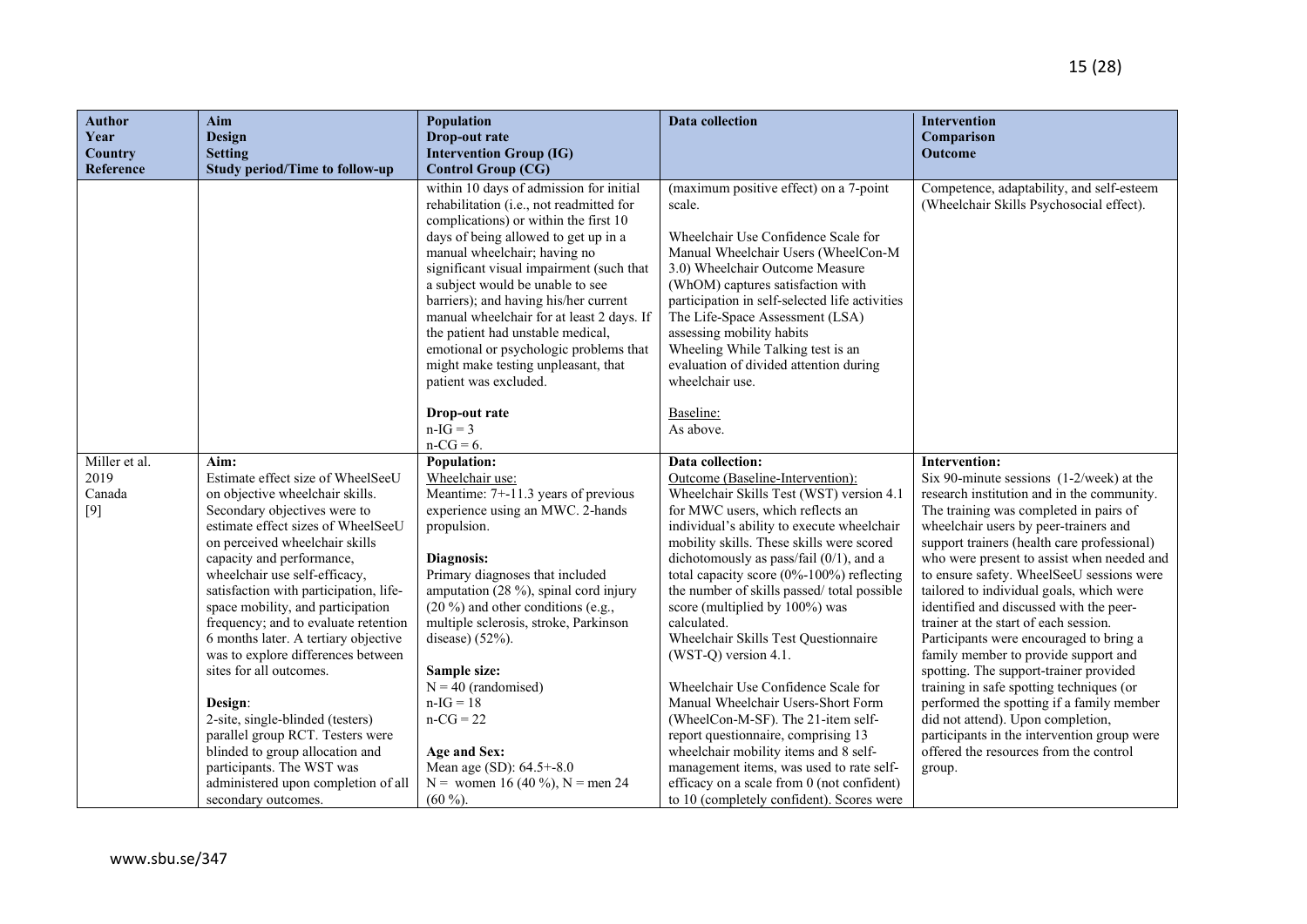| Author<br>Year<br>Country<br>Reference | Aim<br>Design<br>Setting<br>Study period/Time to follow-up | Population<br>Drop-out rate<br>Intervention Group (IG)<br>Control Group (CG) | Data collection | Intervention<br>Comparison<br>Outcome |
|---|---|---|---|---|
| | | within 10 days of admission for initial rehabilitation (i.e., not readmitted for complications) or within the first 10 days of being allowed to get up in a manual wheelchair; having no significant visual impairment (such that a subject would be unable to see barriers); and having his/her current manual wheelchair for at least 2 days. If the patient had unstable medical, emotional or psychologic problems that might make testing unpleasant, that patient was excluded.<br><br>**Drop-out rate**<br>n-IG = 3<br>n-CG = 6. | (maximum positive effect) on a 7-point scale.<br><br>Wheelchair Use Confidence Scale for Manual Wheelchair Users (WheelCon-M 3.0) Wheelchair Outcome Measure (WhOM) captures satisfaction with participation in self-selected life activities The Life-Space Assessment (LSA) assessing mobility habits<br>Wheeling While Talking test is an evaluation of divided attention during wheelchair use.<br><br>Baseline:<br>As above. | Competence, adaptability, and self-esteem (Wheelchair Skills Psychosocial effect). |
| Miller et al.<br>2019<br>Canada<br>[9] | **Aim:**<br>Estimate effect size of WheelSeeU on objective wheelchair skills. Secondary objectives were to estimate effect sizes of WheelSeeU on perceived wheelchair skills capacity and performance, wheelchair use self-efficacy, satisfaction with participation, life-space mobility, and participation frequency; and to evaluate retention 6 months later. A tertiary objective was to explore differences between sites for all outcomes.<br><br>**Design**:<br>2-site, single-blinded (testers) parallel group RCT. Testers were blinded to group allocation and participants. The WST was administered upon completion of all secondary outcomes. | **Population:**<br>Wheelchair use:<br>Meantime: 7+-11.3 years of previous experience using an MWC. 2-hands propulsion.<br><br>**Diagnosis:**<br>Primary diagnoses that included amputation (28 %), spinal cord injury (20 %) and other conditions (e.g., multiple sclerosis, stroke, Parkinson disease) (52%).<br><br>**Sample size:**<br>N = 40 (randomised)<br>n-IG = 18<br>n-CG = 22<br><br>**Age and Sex:**<br>Mean age (SD): 64.5+-8.0<br>N = women 16 (40 %), N = men 24 (60 %). | **Data collection:**<br>Outcome (Baseline-Intervention):<br>Wheelchair Skills Test (WST) version 4.1 for MWC users, which reflects an individual's ability to execute wheelchair mobility skills. These skills were scored dichotomously as pass/fail (0/1), and a total capacity score (0%-100%) reflecting the number of skills passed/ total possible score (multiplied by 100%) was calculated.<br>Wheelchair Skills Test Questionnaire (WST-Q) version 4.1.<br><br>Wheelchair Use Confidence Scale for Manual Wheelchair Users-Short Form (WheelCon-M-SF). The 21-item self-report questionnaire, comprising 13 wheelchair mobility items and 8 self-management items, was used to rate self-efficacy on a scale from 0 (not confident) to 10 (completely confident). Scores were | **Intervention:**<br>Six 90-minute sessions (1-2/week) at the research institution and in the community. The training was completed in pairs of wheelchair users by peer-trainers and support trainers (health care professional) who were present to assist when needed and to ensure safety. WheelSeeU sessions were tailored to individual goals, which were identified and discussed with the peer-trainer at the start of each session. Participants were encouraged to bring a family member to provide support and spotting. The support-trainer provided training in safe spotting techniques (or performed the spotting if a family member did not attend). Upon completion, participants in the intervention group were offered the resources from the control group. |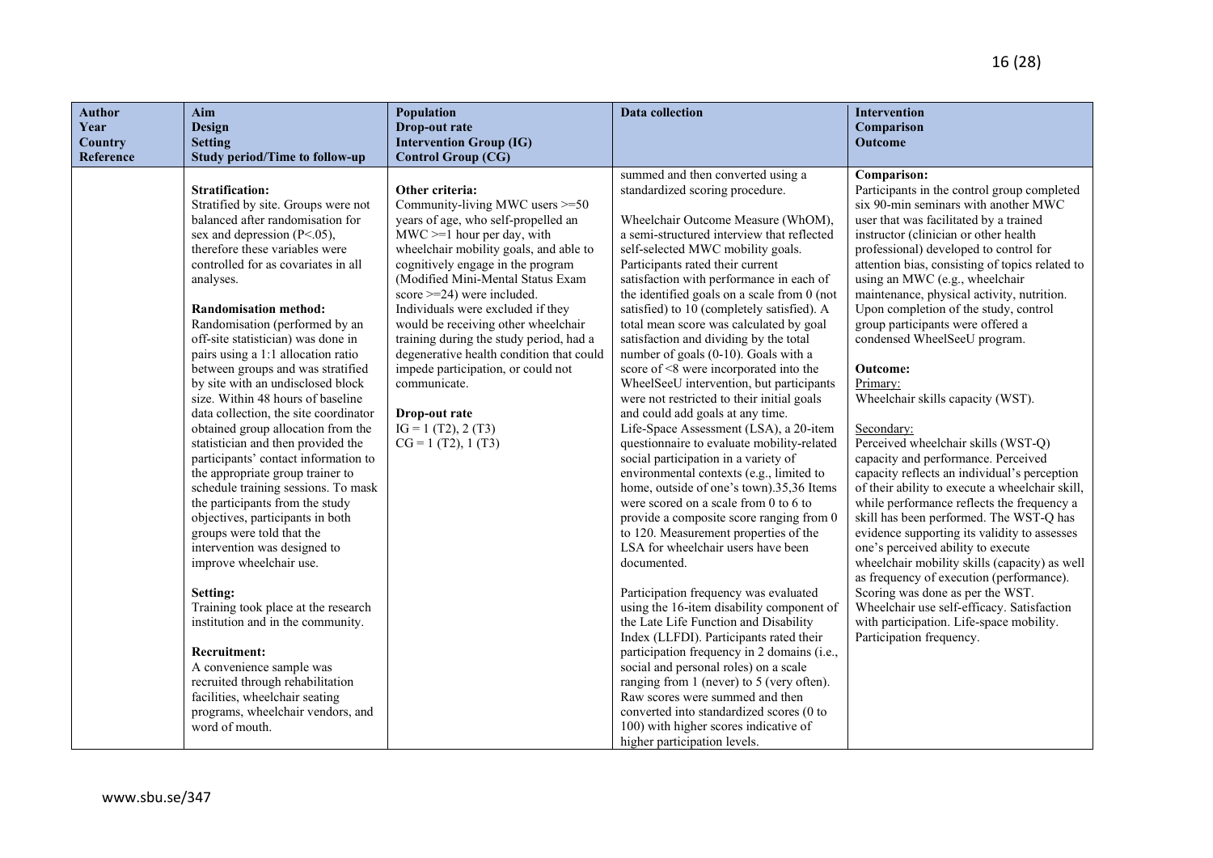| Author<br>Year<br>Country<br>Reference | Aim<br>Design<br>Setting<br>Study period/Time to follow-up | Population<br>Drop-out rate<br>Intervention Group (IG)<br>Control Group (CG) | Data collection | Intervention<br>Comparison<br>Outcome |
|---|---|---|---|---|
| | **Stratification:**<br>Stratified by site. Groups were not balanced after randomisation for sex and depression (P<.05), therefore these variables were controlled for as covariates in all analyses.<br><br>**Randomisation method:**<br>Randomisation (performed by an off-site statistician) was done in pairs using a 1:1 allocation ratio between groups and was stratified by site with an undisclosed block size. Within 48 hours of baseline data collection, the site coordinator obtained group allocation from the statistician and then provided the participants' contact information to the appropriate group trainer to schedule training sessions. To mask the participants from the study objectives, participants in both groups were told that the intervention was designed to improve wheelchair use.<br><br>**Setting:**<br>Training took place at the research institution and in the community.<br><br>**Recruitment:**<br>A convenience sample was recruited through rehabilitation facilities, wheelchair seating programs, wheelchair vendors, and word of mouth. | **Other criteria:**<br>Community-living MWC users >=50 years of age, who self-propelled an MWC >=1 hour per day, with wheelchair mobility goals, and able to cognitively engage in the program (Modified Mini-Mental Status Exam score >=24) were included.<br>Individuals were excluded if they would be receiving other wheelchair training during the study period, had a degenerative health condition that could impede participation, or could not communicate.<br><br>**Drop-out rate**<br>IG = 1 (T2), 2 (T3)<br>CG = 1 (T2), 1 (T3) | summed and then converted using a standardized scoring procedure.<br><br>Wheelchair Outcome Measure (WhOM), a semi-structured interview that reflected self-selected MWC mobility goals. Participants rated their current satisfaction with performance in each of the identified goals on a scale from 0 (not satisfied) to 10 (completely satisfied). A total mean score was calculated by goal satisfaction and dividing by the total number of goals (0-10). Goals with a score of <8 were incorporated into the WheelSeeU intervention, but participants were not restricted to their initial goals and could add goals at any time.<br>Life-Space Assessment (LSA), a 20-item questionnaire to evaluate mobility-related social participation in a variety of environmental contexts (e.g., limited to home, outside of one's town).35,36 Items were scored on a scale from 0 to 6 to provide a composite score ranging from 0 to 120. Measurement properties of the LSA for wheelchair users have been documented.<br><br>Participation frequency was evaluated using the 16-item disability component of the Late Life Function and Disability Index (LLFDI). Participants rated their participation frequency in 2 domains (i.e., social and personal roles) on a scale ranging from 1 (never) to 5 (very often). Raw scores were summed and then converted into standardized scores (0 to 100) with higher scores indicative of higher participation levels. | **Comparison:**<br>Participants in the control group completed six 90-min seminars with another MWC user that was facilitated by a trained instructor (clinician or other health professional) developed to control for attention bias, consisting of topics related to using an MWC (e.g., wheelchair maintenance, physical activity, nutrition. Upon completion of the study, control group participants were offered a condensed WheelSeeU program.<br><br>**Outcome:**<br><u>Primary:</u><br>Wheelchair skills capacity (WST).<br><br><u>Secondary:</u><br>Perceived wheelchair skills (WST-Q) capacity and performance. Perceived capacity reflects an individual's perception of their ability to execute a wheelchair skill, while performance reflects the frequency a skill has been performed. The WST-Q has evidence supporting its validity to assesses one's perceived ability to execute wheelchair mobility skills (capacity) as well as frequency of execution (performance). Scoring was done as per the WST.<br>Wheelchair use self-efficacy. Satisfaction with participation. Life-space mobility. Participation frequency. |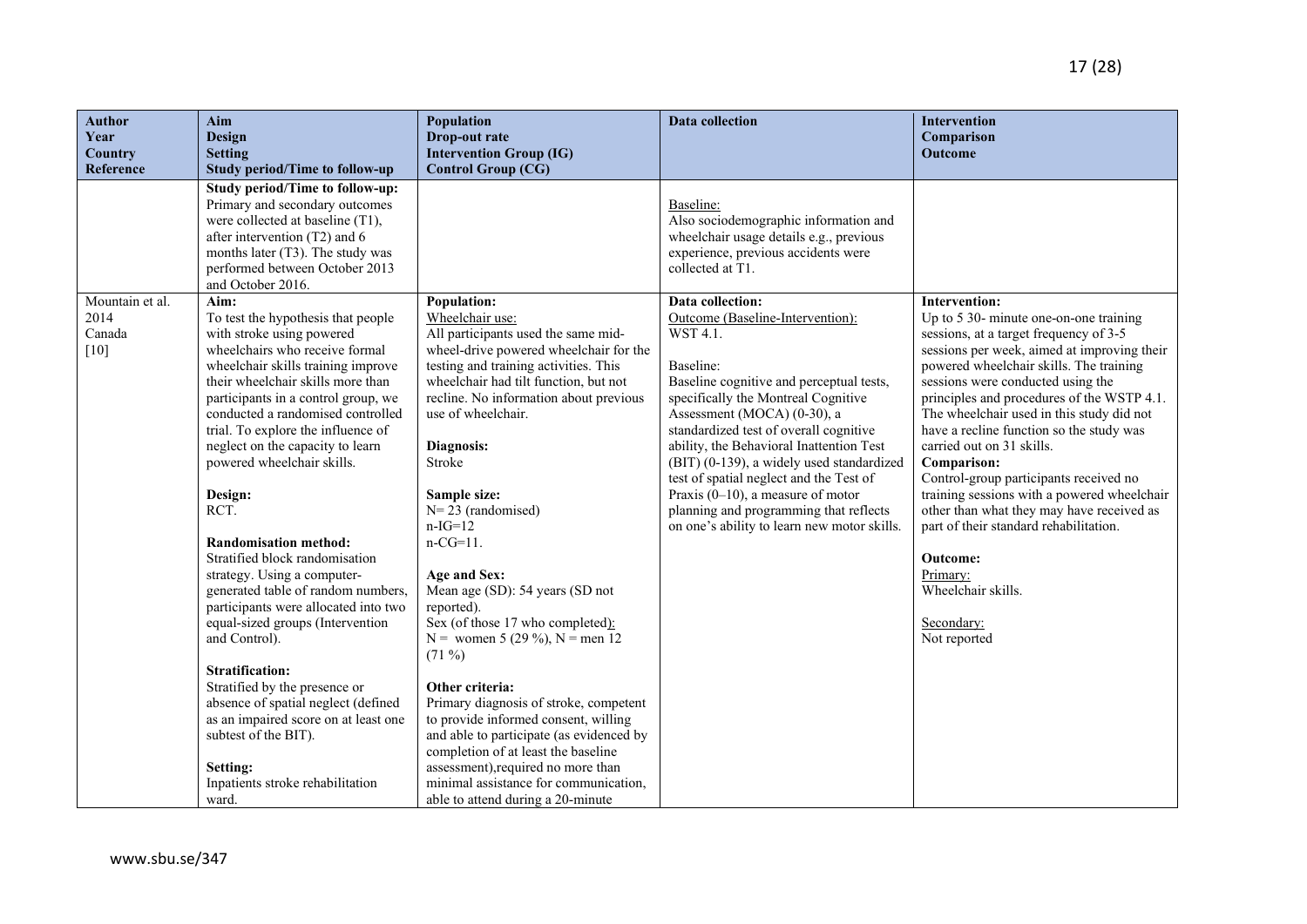| Author<br>Year<br>Country<br>Reference | Aim<br>Design<br>Setting<br>Study period/Time to follow-up | Population<br>Drop-out rate<br>Intervention Group (IG)<br>Control Group (CG) | Data collection | Intervention<br>Comparison<br>Outcome |
|---|---|---|---|---|
| | **Study period/Time to follow-up:**<br>Primary and secondary outcomes were collected at baseline (T1), after intervention (T2) and 6 months later (T3). The study was performed between October 2013 and October 2016. | | Baseline:<br>Also sociodemographic information and wheelchair usage details e.g., previous experience, previous accidents were collected at T1. | |
| Mountain et al.<br>2014<br>Canada<br>[10] | **Aim:**<br>To test the hypothesis that people with stroke using powered wheelchairs who receive formal wheelchair skills training improve their wheelchair skills more than participants in a control group, we conducted a randomised controlled trial. To explore the influence of neglect on the capacity to learn powered wheelchair skills.<br><br>**Design:**<br>RCT.<br><br>**Randomisation method:**<br>Stratified block randomisation strategy. Using a computer-generated table of random numbers, participants were allocated into two equal-sized groups (Intervention and Control).<br><br>**Stratification:**<br>Stratified by the presence or absence of spatial neglect (defined as an impaired score on at least one subtest of the BIT).<br><br>**Setting:**<br>Inpatients stroke rehabilitation ward. | **Population:**<br>Wheelchair use:<br>All participants used the same mid-wheel-drive powered wheelchair for the testing and training activities. This wheelchair had tilt function, but not recline. No information about previous use of wheelchair.<br><br>**Diagnosis:**<br>Stroke<br><br>**Sample size:**<br>N= 23 (randomised)<br>n-IG=12<br>n-CG=11.<br><br>**Age and Sex:**<br>Mean age (SD): 54 years (SD not reported).<br>Sex (of those 17 who completed):<br>N = women 5 (29 %), N = men 12 (71 %)<br><br>**Other criteria:**<br>Primary diagnosis of stroke, competent to provide informed consent, willing and able to participate (as evidenced by completion of at least the baseline assessment),required no more than minimal assistance for communication, able to attend during a 20-minute | **Data collection:**<br>Outcome (Baseline-Intervention):<br>WST 4.1.<br><br>Baseline:<br>Baseline cognitive and perceptual tests, specifically the Montreal Cognitive Assessment (MOCA) (0-30), a standardized test of overall cognitive ability, the Behavioral Inattention Test (BIT) (0-139), a widely used standardized test of spatial neglect and the Test of Praxis (0–10), a measure of motor planning and programming that reflects on one's ability to learn new motor skills. | **Intervention:**<br>Up to 5 30- minute one-on-one training sessions, at a target frequency of 3-5 sessions per week, aimed at improving their powered wheelchair skills. The training sessions were conducted using the principles and procedures of the WSTP 4.1. The wheelchair used in this study did not have a recline function so the study was carried out on 31 skills.<br>**Comparison:**<br>Control-group participants received no training sessions with a powered wheelchair other than what they may have received as part of their standard rehabilitation.<br><br>**Outcome:**<br>Primary:<br>Wheelchair skills.<br><br>Secondary:<br>Not reported |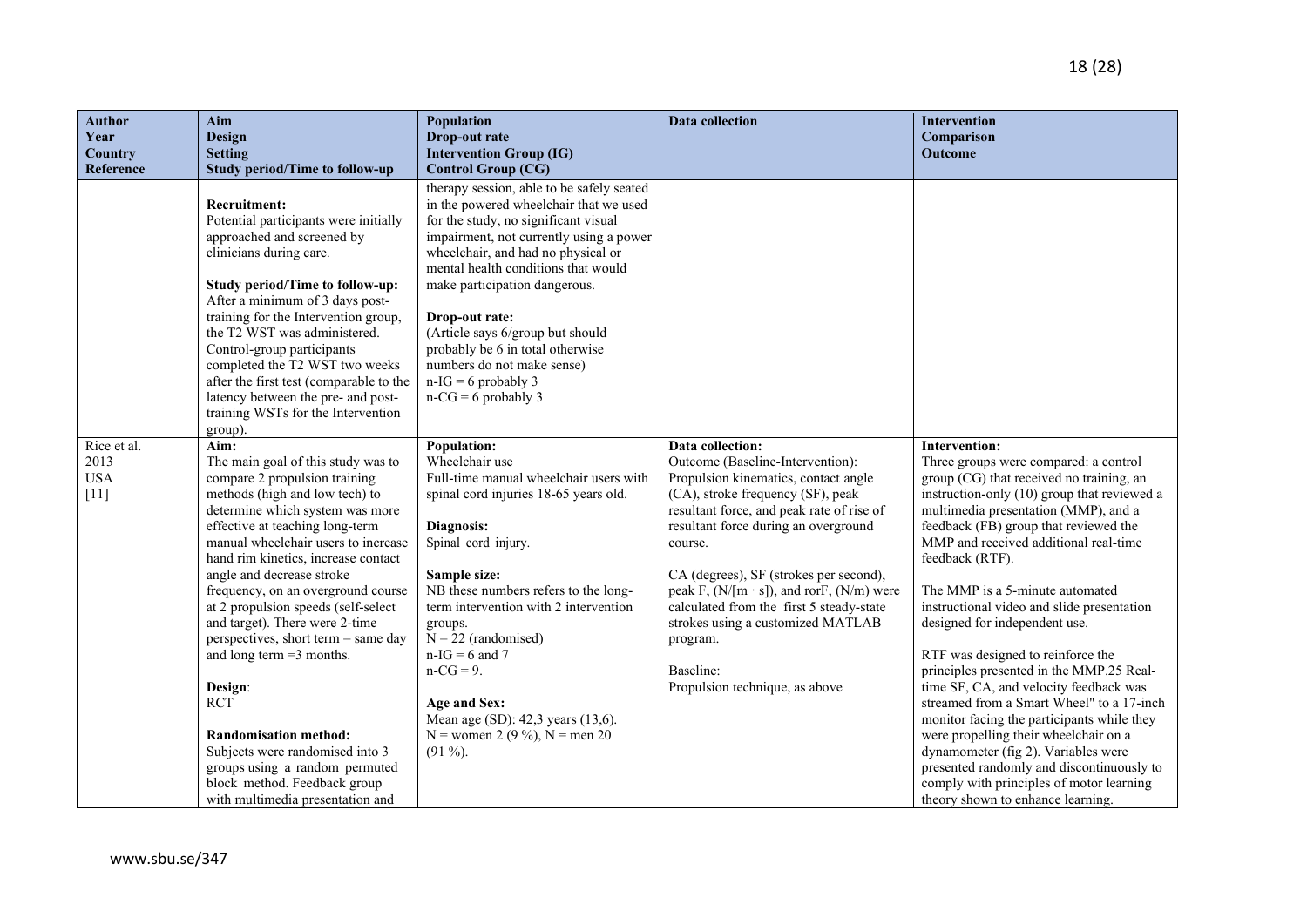| Author<br>Year<br>Country<br>Reference | Aim<br>Design<br>Setting<br>Study period/Time to follow-up | Population<br>Drop-out rate<br>Intervention Group (IG)<br>Control Group (CG) | Data collection | Intervention<br>Comparison<br>Outcome |
|---|---|---|---|---|
| | **Recruitment:**<br>Potential participants were initially approached and screened by clinicians during care.<br><br>**Study period/Time to follow-up:**<br>After a minimum of 3 days post-training for the Intervention group, the T2 WST was administered. Control-group participants completed the T2 WST two weeks after the first test (comparable to the latency between the pre- and post-training WSTs for the Intervention group). | therapy session, able to be safely seated in the powered wheelchair that we used for the study, no significant visual impairment, not currently using a power wheelchair, and had no physical or mental health conditions that would make participation dangerous.<br><br>**Drop-out rate:**<br>(Article says 6/group but should probably be 6 in total otherwise numbers do not make sense)<br>n-IG = 6 probably 3<br>n-CG = 6 probably 3 | | |
| Rice et al.<br>2013<br>USA<br>[11] | **Aim:**<br>The main goal of this study was to compare 2 propulsion training methods (high and low tech) to determine which system was more effective at teaching long-term manual wheelchair users to increase hand rim kinetics, increase contact angle and decrease stroke frequency, on an overground course at 2 propulsion speeds (self-select and target). There were 2-time perspectives, short term = same day and long term =3 months.<br><br>**Design**:<br>RCT<br><br>**Randomisation method:**<br>Subjects were randomised into 3 groups using a random permuted block method. Feedback group with multimedia presentation and | **Population:**<br>Wheelchair use<br>Full-time manual wheelchair users with spinal cord injuries 18-65 years old.<br><br>**Diagnosis:**<br>Spinal cord injury.<br><br>**Sample size:**<br>NB these numbers refers to the long-term intervention with 2 intervention groups.<br>N = 22 (randomised)<br>n-IG = 6 and 7<br>n-CG = 9.<br><br>**Age and Sex:**<br>Mean age (SD): 42,3 years (13,6).<br>N = women 2 (9 %), N = men 20 (91 %). | **Data collection:**<br>Outcome (Baseline-Intervention):<br>Propulsion kinematics, contact angle (CA), stroke frequency (SF), peak resultant force, and peak rate of rise of resultant force during an overground course.<br><br>CA (degrees), SF (strokes per second), peak F, (N/[m · s]), and rorF, (N/m) were calculated from the first 5 steady-state strokes using a customized MATLAB program.<br><br>Baseline:<br>Propulsion technique, as above | **Intervention:**<br>Three groups were compared: a control group (CG) that received no training, an instruction-only (10) group that reviewed a multimedia presentation (MMP), and a feedback (FB) group that reviewed the MMP and received additional real-time feedback (RTF).<br><br>The MMP is a 5-minute automated instructional video and slide presentation designed for independent use.<br><br>RTF was designed to reinforce the principles presented in the MMP.25 Real-time SF, CA, and velocity feedback was streamed from a Smart Wheel" to a 17-inch monitor facing the participants while they were propelling their wheelchair on a dynamometer (fig 2). Variables were presented randomly and discontinuously to comply with principles of motor learning theory shown to enhance learning. |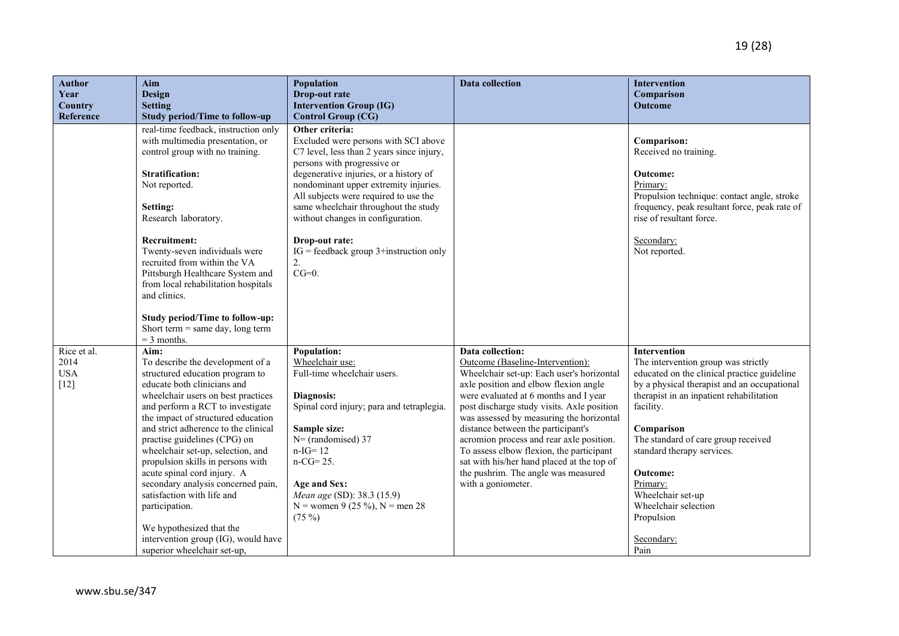| Author<br>Year<br>Country<br>Reference | Aim<br>Design<br>Setting<br>Study period/Time to follow-up | Population<br>Drop-out rate<br>Intervention Group (IG)<br>Control Group (CG) | Data collection | Intervention<br>Comparison<br>Outcome |
|---|---|---|---|---|
| | real-time feedback, instruction only with multimedia presentation, or control group with no training.<br><br>**Stratification:**<br>Not reported.<br><br>**Setting:**<br>Research laboratory.<br><br>**Recruitment:**<br>Twenty-seven individuals were recruited from within the VA Pittsburgh Healthcare System and from local rehabilitation hospitals and clinics.<br><br>**Study period/Time to follow-up:**<br>Short term = same day, long term = 3 months. | **Other criteria:**<br>Excluded were persons with SCI above C7 level, less than 2 years since injury, persons with progressive or degenerative injuries, or a history of nondominant upper extremity injuries. All subjects were required to use the same wheelchair throughout the study without changes in configuration.<br><br>**Drop-out rate:**<br>IG = feedback group 3+instruction only 2.<br>CG=0. | | **Comparison:**<br>Received no training.<br><br>**Outcome:**<br>Primary:<br>Propulsion technique: contact angle, stroke frequency, peak resultant force, peak rate of rise of resultant force.<br><br>Secondary:<br>Not reported. |
| Rice et al.<br>2014<br>USA<br>[12] | **Aim:**<br>To describe the development of a structured education program to educate both clinicians and wheelchair users on best practices and perform a RCT to investigate the impact of structured education and strict adherence to the clinical practise guidelines (CPG) on wheelchair set-up, selection, and propulsion skills in persons with acute spinal cord injury. A secondary analysis concerned pain, satisfaction with life and participation.<br><br>We hypothesized that the intervention group (IG), would have superior wheelchair set-up, | **Population:**<br>Wheelchair use:<br>Full-time wheelchair users.<br><br>**Diagnosis:**<br>Spinal cord injury; para and tetraplegia.<br><br>**Sample size:**<br>N= (randomised) 37<br>n-IG= 12<br>n-CG= 25.<br><br>**Age and Sex:**<br>*Mean age* (SD): 38.3 (15.9)<br>N = women 9 (25 %), N = men 28 (75 %) | **Data collection:**<br>Outcome (Baseline-Intervention):<br>Wheelchair set-up: Each user's horizontal axle position and elbow flexion angle were evaluated at 6 months and I year post discharge study visits. Axle position was assessed by measuring the horizontal distance between the participant's acromion process and rear axle position. To assess elbow flexion, the participant sat with his/her hand placed at the top of the pushrim. The angle was measured with a goniometer. | **Intervention**<br>The intervention group was strictly educated on the clinical practice guideline by a physical therapist and an occupational therapist in an inpatient rehabilitation facility.<br><br>**Comparison**<br>The standard of care group received standard therapy services.<br><br>**Outcome:**<br>Primary:<br>Wheelchair set-up<br>Wheelchair selection<br>Propulsion<br><br>Secondary:<br>Pain |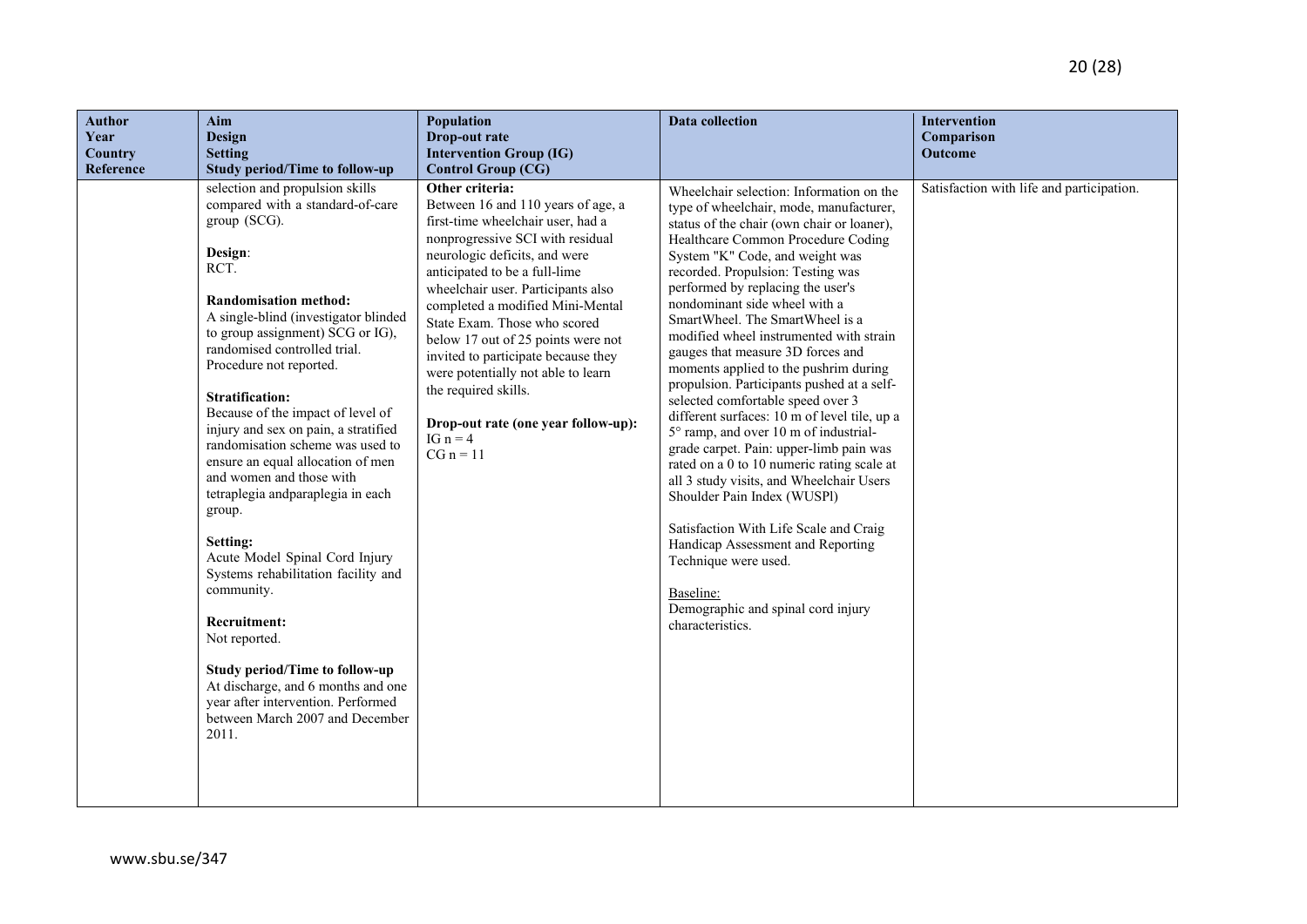| Author<br>Year<br>Country<br>Reference | Aim<br>Design<br>Setting<br>Study period/Time to follow-up | Population<br>Drop-out rate<br>Intervention Group (IG)<br>Control Group (CG) | Data collection | Intervention<br>Comparison<br>Outcome |
|---|---|---|---|---|
| | selection and propulsion skills compared with a standard-of-care group (SCG).<br><br>**Design**:<br>RCT.<br><br>**Randomisation method:**<br>A single-blind (investigator blinded to group assignment) SCG or IG), randomised controlled trial. Procedure not reported.<br><br>**Stratification:**<br>Because of the impact of level of injury and sex on pain, a stratified randomisation scheme was used to ensure an equal allocation of men and women and those with tetraplegia andparaplegia in each group.<br><br>**Setting:**<br>Acute Model Spinal Cord Injury Systems rehabilitation facility and community.<br><br>**Recruitment:**<br>Not reported.<br><br>**Study period/Time to follow-up**<br>At discharge, and 6 months and one year after intervention. Performed between March 2007 and December 2011. | **Other criteria:**<br>Between 16 and 110 years of age, a first-time wheelchair user, had a nonprogressive SCI with residual neurologic deficits, and were anticipated to be a full-lime wheelchair user. Participants also completed a modified Mini-Mental State Exam. Those who scored below 17 out of 25 points were not invited to participate because they were potentially not able to learn the required skills.<br><br>**Drop-out rate (one year follow-up):**<br>IG n = 4<br>CG n = 11 | Wheelchair selection: Information on the type of wheelchair, mode, manufacturer, status of the chair (own chair or loaner), Healthcare Common Procedure Coding System "K" Code, and weight was recorded. Propulsion: Testing was performed by replacing the user's nondominant side wheel with a SmartWheel. The SmartWheel is a modified wheel instrumented with strain gauges that measure 3D forces and moments applied to the pushrim during propulsion. Participants pushed at a self-selected comfortable speed over 3 different surfaces: 10 m of level tile, up a 5° ramp, and over 10 m of industrial-grade carpet. Pain: upper-limb pain was rated on a 0 to 10 numeric rating scale at all 3 study visits, and Wheelchair Users Shoulder Pain Index (WUSPI)<br><br>Satisfaction With Life Scale and Craig Handicap Assessment and Reporting Technique were used.<br><br>Baseline:<br>Demographic and spinal cord injury characteristics. | Satisfaction with life and participation. |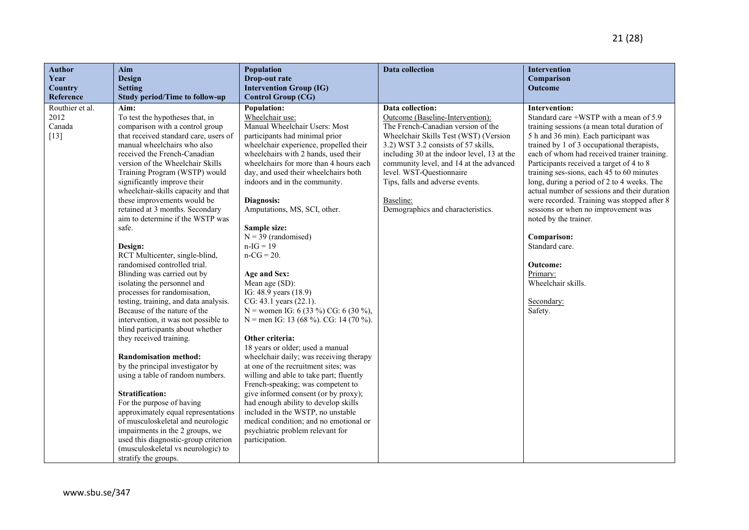| Author<br>Year<br>Country<br>Reference | Aim<br>Design<br>Setting<br>Study period/Time to follow-up | Population<br>Drop-out rate<br>Intervention Group (IG)<br>Control Group (CG) | Data collection | Intervention<br>Comparison<br>Outcome |
|---|---|---|---|---|
| Routhier et al.<br>2012<br>Canada<br>[13] | **Aim:**<br>To test the hypotheses that, in comparison with a control group that received standard care, users of manual wheelchairs who also received the French-Canadian version of the Wheelchair Skills Training Program (WSTP) would significantly improve their wheelchair-skills capacity and that these improvements would be retained at 3 months. Secondary aim to determine if the WSTP was safe.<br><br>**Design:**<br>RCT Multicenter, single-blind, randomised controlled trial. Blinding was carried out by isolating the personnel and processes for randomisation, testing, training, and data analysis. Because of the nature of the intervention, it was not possible to blind participants about whether they received training.<br><br>**Randomisation method:**<br>by the principal investigator by using a table of random numbers.<br><br>**Stratification:**<br>For the purpose of having approximately equal representations of musculoskeletal and neurologic impairments in the 2 groups, we used this diagnostic-group criterion (musculoskeletal vs neurologic) to stratify the groups. | **Population:**<br>Wheelchair use:<br>Manual Wheelchair Users: Most participants had minimal prior wheelchair experience, propelled their wheelchairs with 2 hands, used their wheelchairs for more than 4 hours each day, and used their wheelchairs both indoors and in the community.<br><br>**Diagnosis:**<br>Amputations, MS, SCI, other.<br><br>**Sample size:**<br>N = 39 (randomised)<br>n-IG = 19<br>n-CG = 20.<br><br>**Age and Sex:**<br>Mean age (SD):<br>IG: 48.9 years (18.9)<br>CG: 43.1 years (22.1).<br>N = women IG: 6 (33 %) CG: 6 (30 %),<br>N = men IG: 13 (68 %). CG: 14 (70 %).<br><br>**Other criteria:**<br>18 years or older; used a manual wheelchair daily; was receiving therapy at one of the recruitment sites; was willing and able to take part; fluently French-speaking; was competent to give informed consent (or by proxy); had enough ability to develop skills included in the WSTP, no unstable medical condition; and no emotional or psychiatric problem relevant for participation. | **Data collection:**<br>Outcome (Baseline-Intervention):<br>The French-Canadian version of the Wheelchair Skills Test (WST) (Version 3.2) WST 3.2 consists of 57 skills, including 30 at the indoor level, 13 at the community level, and 14 at the advanced level. WST-Questionnaire<br>Tips, falls and adverse events.<br><br>Baseline:<br>Demographics and characteristics. | **Intervention:**<br>Standard care +WSTP with a mean of 5.9 training sessions (a mean total duration of 5 h and 36 min). Each participant was trained by 1 of 3 occupational therapists, each of whom had received trainer training. Participants received a target of 4 to 8 training ses-sions, each 45 to 60 minutes long, during a period of 2 to 4 weeks. The actual number of sessions and their duration were recorded. Training was stopped after 8 sessions or when no improvement was noted by the trainer.<br><br>**Comparison:**<br>Standard care.<br><br>**Outcome:**<br>Primary:<br>Wheelchair skills.<br><br>Secondary:<br>Safety. |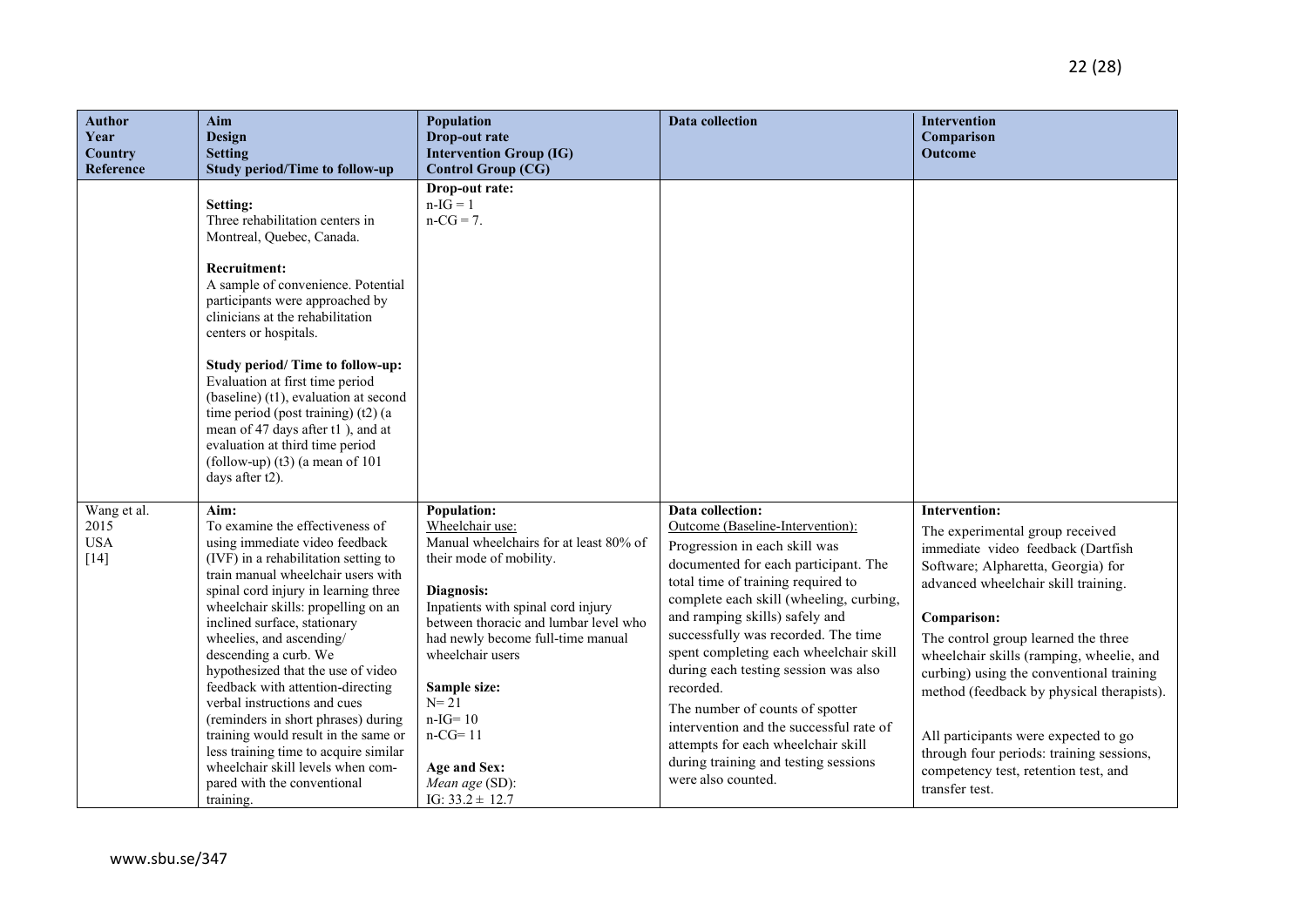| Author<br>Year<br>Country<br>Reference | Aim<br>Design<br>Setting<br>Study period/Time to follow-up | Population<br>Drop-out rate<br>Intervention Group (IG)<br>Control Group (CG) | Data collection | Intervention<br>Comparison<br>Outcome |
|---|---|---|---|---|
| | **Setting:**<br>Three rehabilitation centers in Montreal, Quebec, Canada.<br><br>**Recruitment:**<br>A sample of convenience. Potential participants were approached by clinicians at the rehabilitation centers or hospitals.<br><br>**Study period/ Time to follow-up:**<br>Evaluation at first time period (baseline) (t1), evaluation at second time period (post training) (t2) (a mean of 47 days after t1 ), and at evaluation at third time period (follow-up) (t3) (a mean of 101 days after t2). | **Drop-out rate:**<br>n-IG = 1<br>n-CG = 7. | | |
| Wang et al.<br>2015<br>USA<br>[14] | **Aim:**<br>To examine the effectiveness of using immediate video feedback (IVF) in a rehabilitation setting to train manual wheelchair users with spinal cord injury in learning three wheelchair skills: propelling on an inclined surface, stationary wheelies, and ascending/ descending a curb. We hypothesized that the use of video feedback with attention-directing verbal instructions and cues (reminders in short phrases) during training would result in the same or less training time to acquire similar wheelchair skill levels when com-pared with the conventional training. | **Population:**<br>Wheelchair use:<br>Manual wheelchairs for at least 80% of their mode of mobility.<br><br>**Diagnosis:**<br>Inpatients with spinal cord injury between thoracic and lumbar level who had newly become full-time manual wheelchair users<br><br>**Sample size:**<br>N= 21<br>n-IG= 10<br>n-CG= 11<br><br>**Age and Sex:**<br>*Mean age* (SD):<br>IG: 33.2 ± 12.7 | **Data collection:**<br>Outcome (Baseline-Intervention):<br>Progression in each skill was documented for each participant. The total time of training required to complete each skill (wheeling, curbing, and ramping skills) safely and successfully was recorded. The time spent completing each wheelchair skill during each testing session was also recorded.<br>The number of counts of spotter intervention and the successful rate of attempts for each wheelchair skill during training and testing sessions were also counted. | **Intervention:**<br>The experimental group received immediate video feedback (Dartfish Software; Alpharetta, Georgia) for advanced wheelchair skill training.<br><br>**Comparison:**<br>The control group learned the three wheelchair skills (ramping, wheelie, and curbing) using the conventional training method (feedback by physical therapists).<br><br>All participants were expected to go through four periods: training sessions, competency test, retention test, and transfer test. |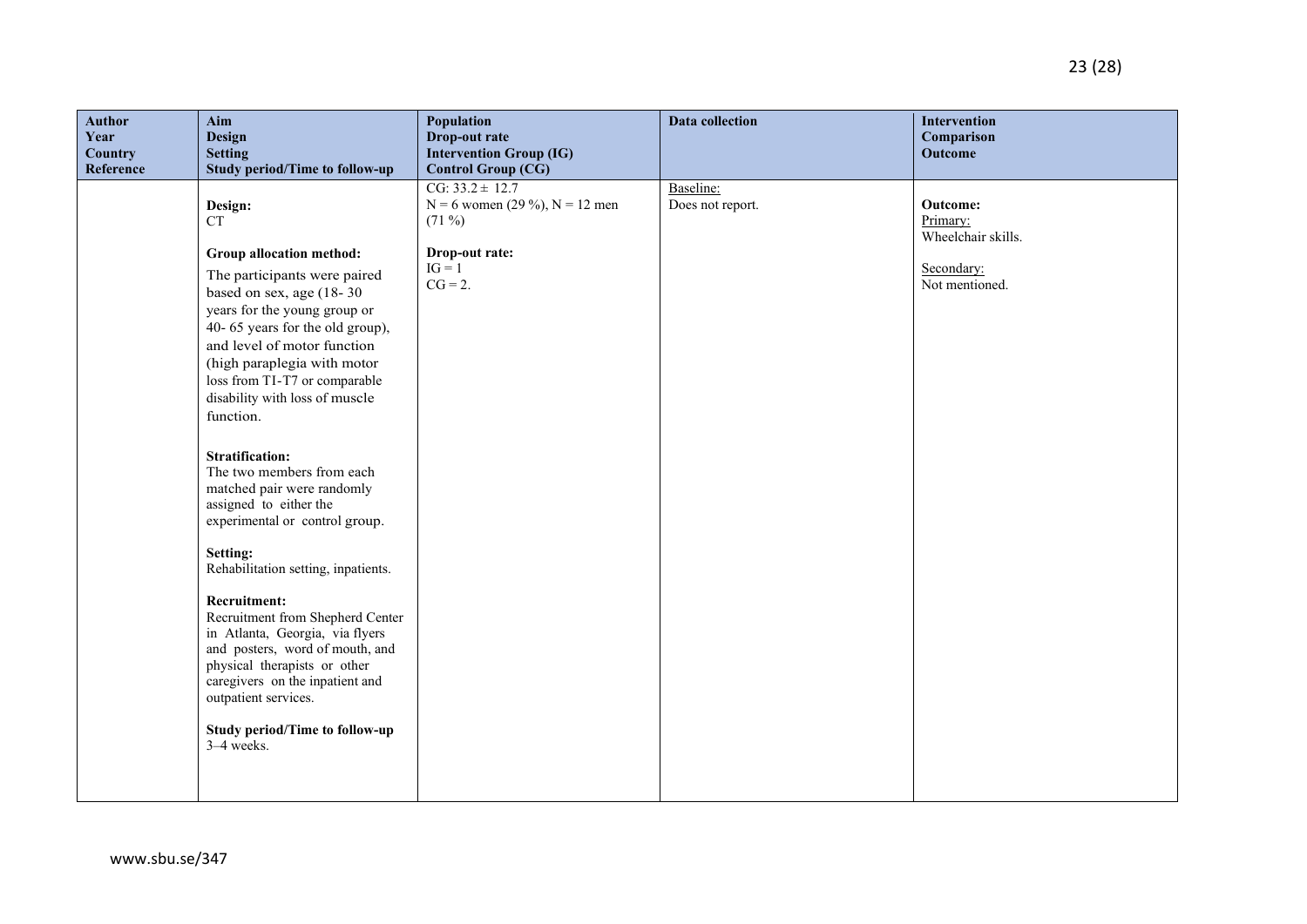| Author<br>Year<br>Country<br>Reference | Aim<br>Design<br>Setting<br>Study period/Time to follow-up | Population<br>Drop-out rate<br>Intervention Group (IG)<br>Control Group (CG) | Data collection | Intervention<br>Comparison<br>Outcome |
|---|---|---|---|---|
| | **Design:**<br>CT<br><br>**Group allocation method:**<br>The participants were paired based on sex, age (18- 30 years for the young group or 40- 65 years for the old group), and level of motor function (high paraplegia with motor loss from TI-T7 or comparable disability with loss of muscle function.<br><br>**Stratification:**<br>The two members from each matched pair were randomly assigned to either the experimental or control group.<br><br>**Setting:**<br>Rehabilitation setting, inpatients.<br><br>**Recruitment:**<br>Recruitment from Shepherd Center in Atlanta, Georgia, via flyers and posters, word of mouth, and physical therapists or other caregivers on the inpatient and outpatient services.<br><br>**Study period/Time to follow-up**<br>3–4 weeks. | CG: 33.2 ± 12.7<br>N = 6 women (29 %), N = 12 men (71 %)<br><br>**Drop-out rate:**<br>IG = 1<br>CG = 2. | Baseline:<br>Does not report. | **Outcome:**<br>Primary:<br>Wheelchair skills.<br><br>Secondary:<br>Not mentioned. |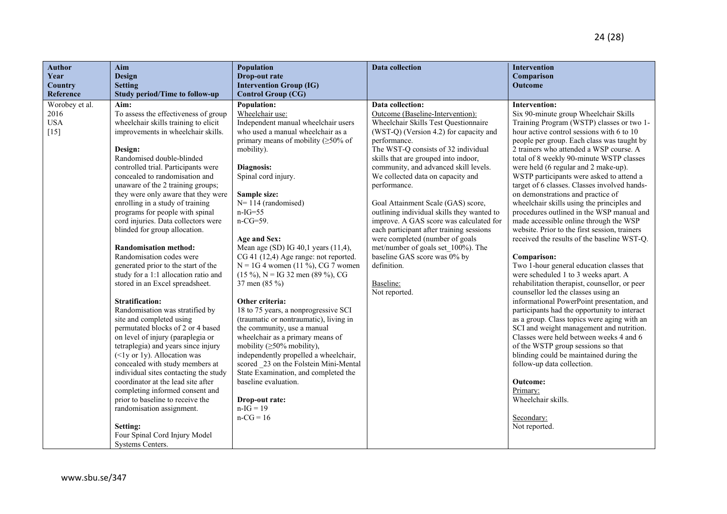| Author<br>Year<br>Country<br>Reference | Aim<br>Design<br>Setting<br>Study period/Time to follow-up | Population<br>Drop-out rate<br>Intervention Group (IG)<br>Control Group (CG) | Data collection | Intervention<br>Comparison<br>Outcome |
|---|---|---|---|---|
| Worobey et al.<br>2016<br>USA<br>[15] | **Aim:**<br>To assess the effectiveness of group wheelchair skills training to elicit improvements in wheelchair skills.<br><br>**Design:**<br>Randomised double-blinded controlled trial. Participants were concealed to randomisation and unaware of the 2 training groups; they were only aware that they were enrolling in a study of training programs for people with spinal cord injuries. Data collectors were blinded for group allocation.<br><br>**Randomisation method:**<br>Randomisation codes were generated prior to the start of the study for a 1:1 allocation ratio and stored in an Excel spreadsheet.<br><br>**Stratification:**<br>Randomisation was stratified by site and completed using permutated blocks of 2 or 4 based on level of injury (paraplegia or tetraplegia) and years since injury (<1y or 1y). Allocation was concealed with study members at individual sites contacting the study coordinator at the lead site after completing informed consent and prior to baseline to receive the randomisation assignment.<br><br>**Setting:**<br>Four Spinal Cord Injury Model Systems Centers. | **Population:**<br>Wheelchair use:<br>Independent manual wheelchair users who used a manual wheelchair as a primary means of mobility (≥50% of mobility).<br><br>**Diagnosis:**<br>Spinal cord injury.<br><br>**Sample size:**<br>N= 114 (randomised)<br>n-IG=55<br>n-CG=59.<br><br>**Age and Sex:**<br>Mean age (SD) IG 40,1 years (11,4), CG 41 (12,4) Age range: not reported.<br>N = 1G 4 women (11 %), CG 7 women (15 %), N = IG 32 men (89 %), CG 37 men (85 %)<br><br>**Other criteria:**<br>18 to 75 years, a nonprogressive SCI (traumatic or nontraumatic), living in the community, use a manual wheelchair as a primary means of mobility (≥50% mobility), independently propelled a wheelchair, scored _23 on the Folstein Mini-Mental State Examination, and completed the baseline evaluation.<br><br>**Drop-out rate:**<br>n-IG = 19<br>n-CG = 16 | **Data collection:**<br>Outcome (Baseline-Intervention):<br>Wheelchair Skills Test Questionnaire (WST-Q) (Version 4.2) for capacity and performance.<br>The WST-Q consists of 32 individual skills that are grouped into indoor, community, and advanced skill levels. We collected data on capacity and performance.<br><br>Goal Attainment Scale (GAS) score, outlining individual skills they wanted to improve. A GAS score was calculated for each participant after training sessions were completed (number of goals met/number of goals set_100%). The baseline GAS score was 0% by definition.<br><br>Baseline:<br>Not reported. | **Intervention:**<br>Six 90-minute group Wheelchair Skills Training Program (WSTP) classes or two 1-hour active control sessions with 6 to 10 people per group. Each class was taught by 2 trainers who attended a WSP course. A total of 8 weekly 90-minute WSTP classes were held (6 regular and 2 make-up). WSTP participants were asked to attend a target of 6 classes. Classes involved hands-on demonstrations and practice of wheelchair skills using the principles and procedures outlined in the WSP manual and made accessible online through the WSP website. Prior to the first session, trainers received the results of the baseline WST-Q.<br><br>**Comparison:**<br>Two 1-hour general education classes that were scheduled 1 to 3 weeks apart. A rehabilitation therapist, counsellor, or peer counsellor led the classes using an informational PowerPoint presentation, and participants had the opportunity to interact as a group. Class topics were aging with an SCI and weight management and nutrition. Classes were held between weeks 4 and 6 of the WSTP group sessions so that blinding could be maintained during the follow-up data collection.<br><br>**Outcome:**<br>Primary:<br>Wheelchair skills.<br><br>Secondary:<br>Not reported. |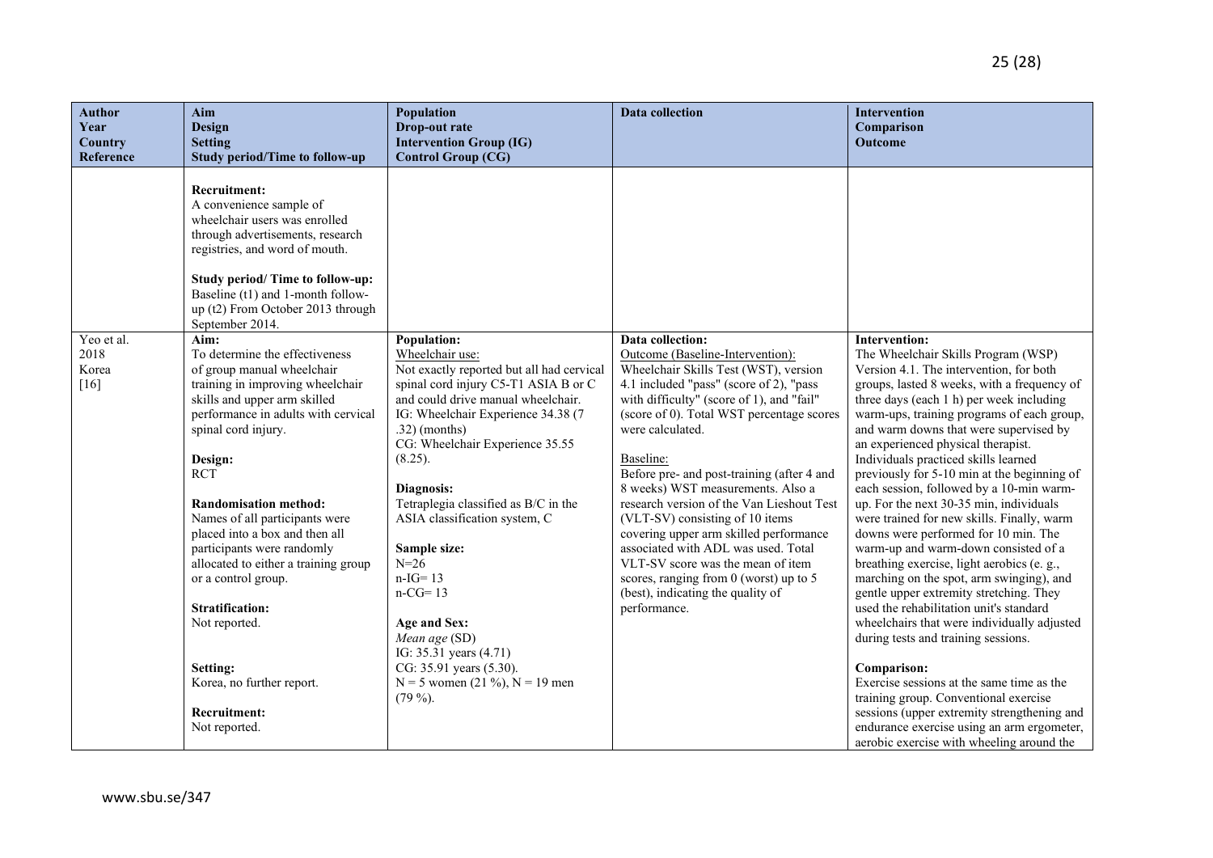| Author<br>Year<br>Country<br>Reference | Aim<br>Design<br>Setting<br>Study period/Time to follow-up | Population<br>Drop-out rate<br>Intervention Group (IG)<br>Control Group (CG) | Data collection | Intervention<br>Comparison<br>Outcome |
|---|---|---|---|---|
| | **Recruitment:**<br>A convenience sample of wheelchair users was enrolled through advertisements, research registries, and word of mouth.<br><br>**Study period/ Time to follow-up:**<br>Baseline (t1) and 1-month follow-up (t2) From October 2013 through September 2014. | | | |
| Yeo et al.<br>2018<br>Korea<br>[16] | **Aim:**<br>To determine the effectiveness of group manual wheelchair training in improving wheelchair skills and upper arm skilled performance in adults with cervical spinal cord injury.<br><br>**Design:**<br>RCT<br><br>**Randomisation method:**<br>Names of all participants were placed into a box and then all participants were randomly allocated to either a training group or a control group.<br><br>**Stratification:**<br>Not reported.<br><br>**Setting:**<br>Korea, no further report.<br><br>**Recruitment:**<br>Not reported. | **Population:**<br>Wheelchair use:<br>Not exactly reported but all had cervical spinal cord injury C5-T1 ASIA B or C and could drive manual wheelchair.<br>IG: Wheelchair Experience 34.38 (7 .32) (months)<br>CG: Wheelchair Experience 35.55 (8.25).<br><br>**Diagnosis:**<br>Tetraplegia classified as B/C in the ASIA classification system, C<br><br>**Sample size:**<br>N=26<br>n-IG= 13<br>n-CG= 13<br><br>**Age and Sex:**<br>*Mean age* (SD)<br>IG: 35.31 years (4.71)<br>CG: 35.91 years (5.30).<br>N = 5 women (21 %), N = 19 men (79 %). | **Data collection:**<br>Outcome (Baseline-Intervention):<br>Wheelchair Skills Test (WST), version 4.1 included "pass" (score of 2), "pass with difficulty" (score of 1), and "fail" (score of 0). Total WST percentage scores were calculated.<br><br>Baseline:<br>Before pre- and post-training (after 4 and 8 weeks) WST measurements. Also a research version of the Van Lieshout Test (VLT-SV) consisting of 10 items covering upper arm skilled performance associated with ADL was used. Total VLT-SV score was the mean of item scores, ranging from 0 (worst) up to 5 (best), indicating the quality of performance. | **Intervention:**<br>The Wheelchair Skills Program (WSP) Version 4.1. The intervention, for both groups, lasted 8 weeks, with a frequency of three days (each 1 h) per week including warm-ups, training programs of each group, and warm downs that were supervised by an experienced physical therapist. Individuals practiced skills learned previously for 5-10 min at the beginning of each session, followed by a 10-min warm-up. For the next 30-35 min, individuals were trained for new skills. Finally, warm downs were performed for 10 min. The warm-up and warm-down consisted of a breathing exercise, light aerobics (e. g., marching on the spot, arm swinging), and gentle upper extremity stretching. They used the rehabilitation unit's standard wheelchairs that were individually adjusted during tests and training sessions.<br><br>**Comparison:**<br>Exercise sessions at the same time as the training group. Conventional exercise sessions (upper extremity strengthening and endurance exercise using an arm ergometer, aerobic exercise with wheeling around the |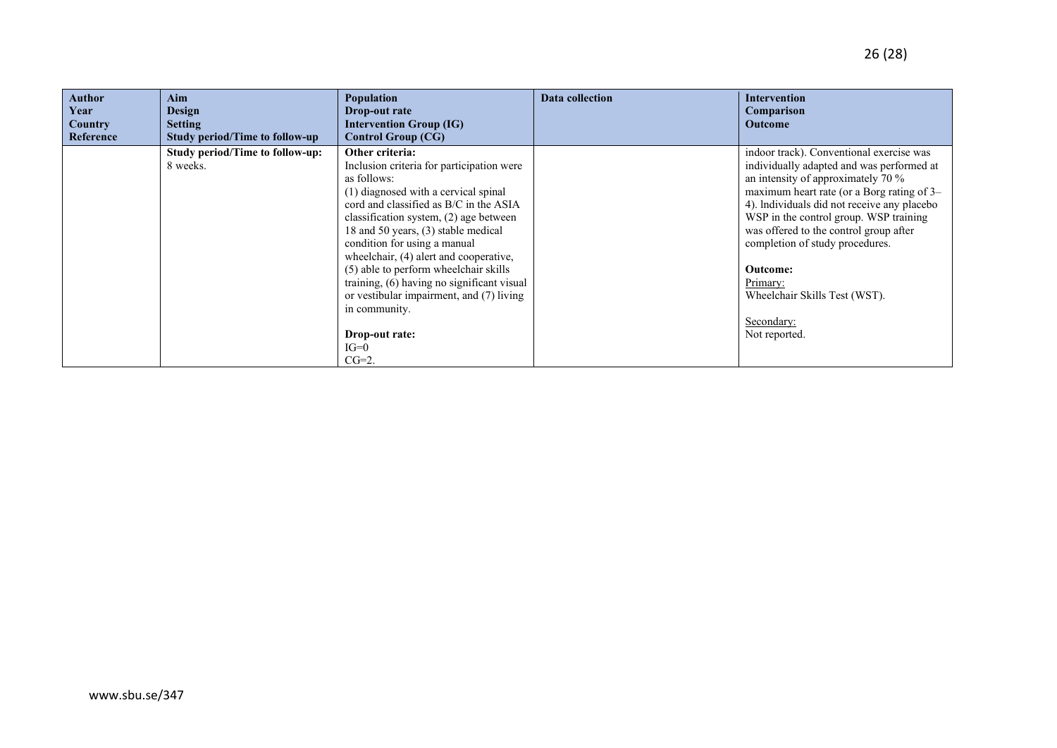| Author<br>Year<br>Country<br>Reference | Aim<br>Design<br>Setting<br>Study period/Time to follow-up | Population<br>Drop-out rate<br>Intervention Group (IG)<br>Control Group (CG) | Data collection | Intervention<br>Comparison<br>Outcome |
|---|---|---|---|---|
| | **Study period/Time to follow-up:**<br>8 weeks. | **Other criteria:**<br>Inclusion criteria for participation were as follows:<br>(1) diagnosed with a cervical spinal cord and classified as B/C in the ASIA classification system, (2) age between 18 and 50 years, (3) stable medical condition for using a manual wheelchair, (4) alert and cooperative, (5) able to perform wheelchair skills training, (6) having no significant visual or vestibular impairment, and (7) living in community.<br><br>**Drop-out rate:**<br>IG=0<br>CG=2. | | indoor track). Conventional exercise was individually adapted and was performed at an intensity of approximately 70 % maximum heart rate (or a Borg rating of 3–4). Individuals did not receive any placebo WSP in the control group. WSP training was offered to the control group after completion of study procedures.<br><br>**Outcome:**<br>Primary:<br>Wheelchair Skills Test (WST).<br><br>Secondary:<br>Not reported. |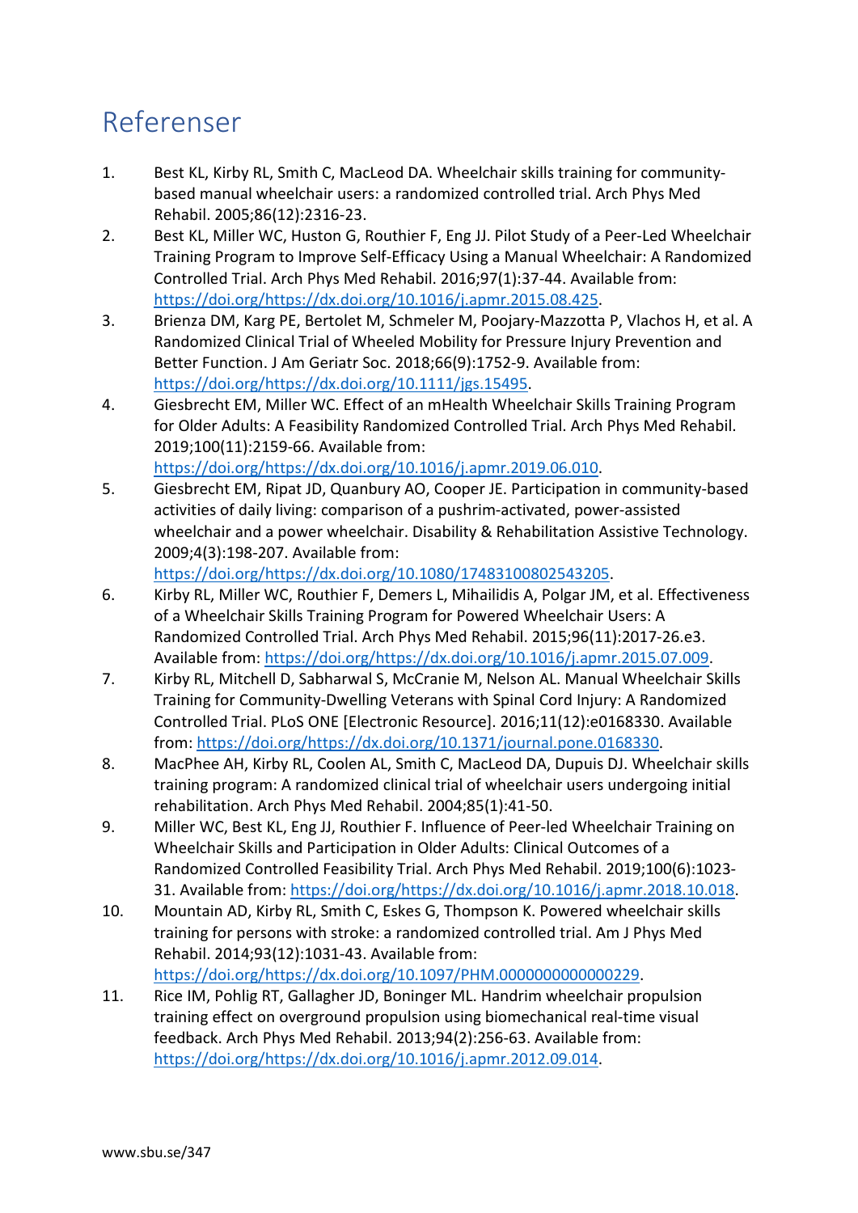# Referenser

1. Best KL, Kirby RL, Smith C, MacLeod DA. Wheelchair skills training for community-based manual wheelchair users: a randomized controlled trial. Arch Phys Med Rehabil. 2005;86(12):2316-23.
2. Best KL, Miller WC, Huston G, Routhier F, Eng JJ. Pilot Study of a Peer-Led Wheelchair Training Program to Improve Self-Efficacy Using a Manual Wheelchair: A Randomized Controlled Trial. Arch Phys Med Rehabil. 2016;97(1):37-44. Available from: https://doi.org/https://dx.doi.org/10.1016/j.apmr.2015.08.425.
3. Brienza DM, Karg PE, Bertolet M, Schmeler M, Poojary-Mazzotta P, Vlachos H, et al. A Randomized Clinical Trial of Wheeled Mobility for Pressure Injury Prevention and Better Function. J Am Geriatr Soc. 2018;66(9):1752-9. Available from: https://doi.org/https://dx.doi.org/10.1111/jgs.15495.
4. Giesbrecht EM, Miller WC. Effect of an mHealth Wheelchair Skills Training Program for Older Adults: A Feasibility Randomized Controlled Trial. Arch Phys Med Rehabil. 2019;100(11):2159-66. Available from: https://doi.org/https://dx.doi.org/10.1016/j.apmr.2019.06.010.
5. Giesbrecht EM, Ripat JD, Quanbury AO, Cooper JE. Participation in community-based activities of daily living: comparison of a pushrim-activated, power-assisted wheelchair and a power wheelchair. Disability & Rehabilitation Assistive Technology. 2009;4(3):198-207. Available from: https://doi.org/https://dx.doi.org/10.1080/17483100802543205.
6. Kirby RL, Miller WC, Routhier F, Demers L, Mihailidis A, Polgar JM, et al. Effectiveness of a Wheelchair Skills Training Program for Powered Wheelchair Users: A Randomized Controlled Trial. Arch Phys Med Rehabil. 2015;96(11):2017-26.e3. Available from: https://doi.org/https://dx.doi.org/10.1016/j.apmr.2015.07.009.
7. Kirby RL, Mitchell D, Sabharwal S, McCranie M, Nelson AL. Manual Wheelchair Skills Training for Community-Dwelling Veterans with Spinal Cord Injury: A Randomized Controlled Trial. PLoS ONE [Electronic Resource]. 2016;11(12):e0168330. Available from: https://doi.org/https://dx.doi.org/10.1371/journal.pone.0168330.
8. MacPhee AH, Kirby RL, Coolen AL, Smith C, MacLeod DA, Dupuis DJ. Wheelchair skills training program: A randomized clinical trial of wheelchair users undergoing initial rehabilitation. Arch Phys Med Rehabil. 2004;85(1):41-50.
9. Miller WC, Best KL, Eng JJ, Routhier F. Influence of Peer-led Wheelchair Training on Wheelchair Skills and Participation in Older Adults: Clinical Outcomes of a Randomized Controlled Feasibility Trial. Arch Phys Med Rehabil. 2019;100(6):1023-31. Available from: https://doi.org/https://dx.doi.org/10.1016/j.apmr.2018.10.018.
10. Mountain AD, Kirby RL, Smith C, Eskes G, Thompson K. Powered wheelchair skills training for persons with stroke: a randomized controlled trial. Am J Phys Med Rehabil. 2014;93(12):1031-43. Available from: https://doi.org/https://dx.doi.org/10.1097/PHM.0000000000000229.
11. Rice IM, Pohlig RT, Gallagher JD, Boninger ML. Handrim wheelchair propulsion training effect on overground propulsion using biomechanical real-time visual feedback. Arch Phys Med Rehabil. 2013;94(2):256-63. Available from: https://doi.org/https://dx.doi.org/10.1016/j.apmr.2012.09.014.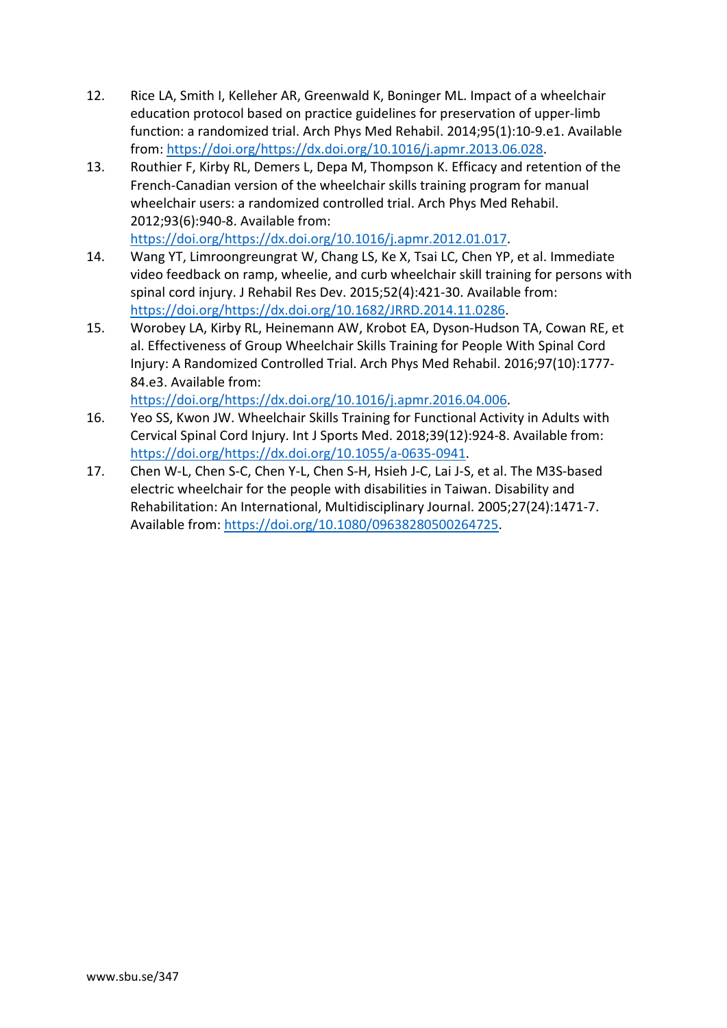12. Rice LA, Smith I, Kelleher AR, Greenwald K, Boninger ML. Impact of a wheelchair education protocol based on practice guidelines for preservation of upper-limb function: a randomized trial. Arch Phys Med Rehabil. 2014;95(1):10-9.e1. Available from: https://doi.org/https://dx.doi.org/10.1016/j.apmr.2013.06.028.
13. Routhier F, Kirby RL, Demers L, Depa M, Thompson K. Efficacy and retention of the French-Canadian version of the wheelchair skills training program for manual wheelchair users: a randomized controlled trial. Arch Phys Med Rehabil. 2012;93(6):940-8. Available from: https://doi.org/https://dx.doi.org/10.1016/j.apmr.2012.01.017.
14. Wang YT, Limroongreungrat W, Chang LS, Ke X, Tsai LC, Chen YP, et al. Immediate video feedback on ramp, wheelie, and curb wheelchair skill training for persons with spinal cord injury. J Rehabil Res Dev. 2015;52(4):421-30. Available from: https://doi.org/https://dx.doi.org/10.1682/JRRD.2014.11.0286.
15. Worobey LA, Kirby RL, Heinemann AW, Krobot EA, Dyson-Hudson TA, Cowan RE, et al. Effectiveness of Group Wheelchair Skills Training for People With Spinal Cord Injury: A Randomized Controlled Trial. Arch Phys Med Rehabil. 2016;97(10):1777-84.e3. Available from: https://doi.org/https://dx.doi.org/10.1016/j.apmr.2016.04.006.
16. Yeo SS, Kwon JW. Wheelchair Skills Training for Functional Activity in Adults with Cervical Spinal Cord Injury. Int J Sports Med. 2018;39(12):924-8. Available from: https://doi.org/https://dx.doi.org/10.1055/a-0635-0941.
17. Chen W-L, Chen S-C, Chen Y-L, Chen S-H, Hsieh J-C, Lai J-S, et al. The M3S-based electric wheelchair for the people with disabilities in Taiwan. Disability and Rehabilitation: An International, Multidisciplinary Journal. 2005;27(24):1471-7. Available from: https://doi.org/10.1080/09638280500264725.